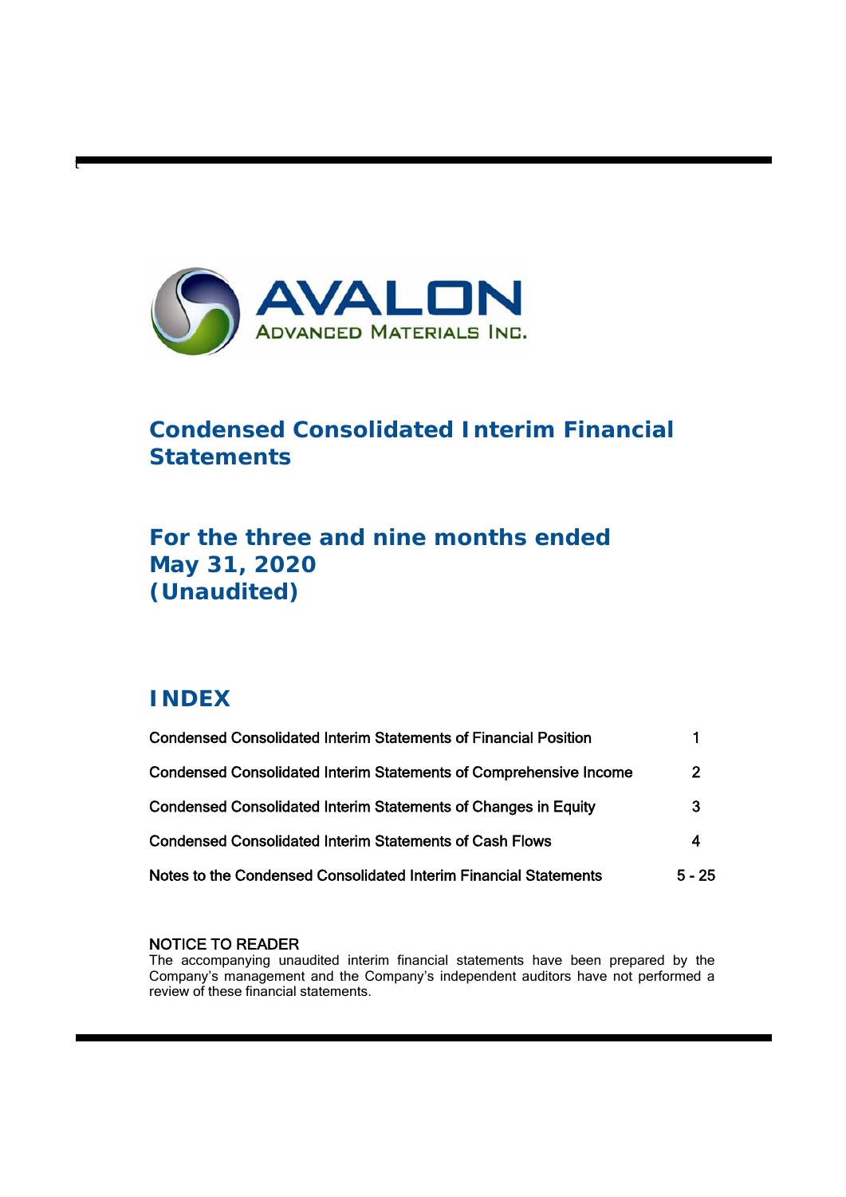AVALON
ADVANCED MATERIALS INC.

# Condensed Consolidated Interim Financial Statements

## For the three and nine months ended May 31, 2020 (Unaudited)

## INDEX

| | |
|---|---|
| Condensed Consolidated Interim Statements of Financial Position | 1 |
| Condensed Consolidated Interim Statements of Comprehensive Income | 2 |
| Condensed Consolidated Interim Statements of Changes in Equity | 3 |
| Condensed Consolidated Interim Statements of Cash Flows | 4 |
| Notes to the Condensed Consolidated Interim Financial Statements | 5 - 25 |

NOTICE TO READER

The accompanying unaudited interim financial statements have been prepared by the Company's management and the Company's independent auditors have not performed a review of these financial statements.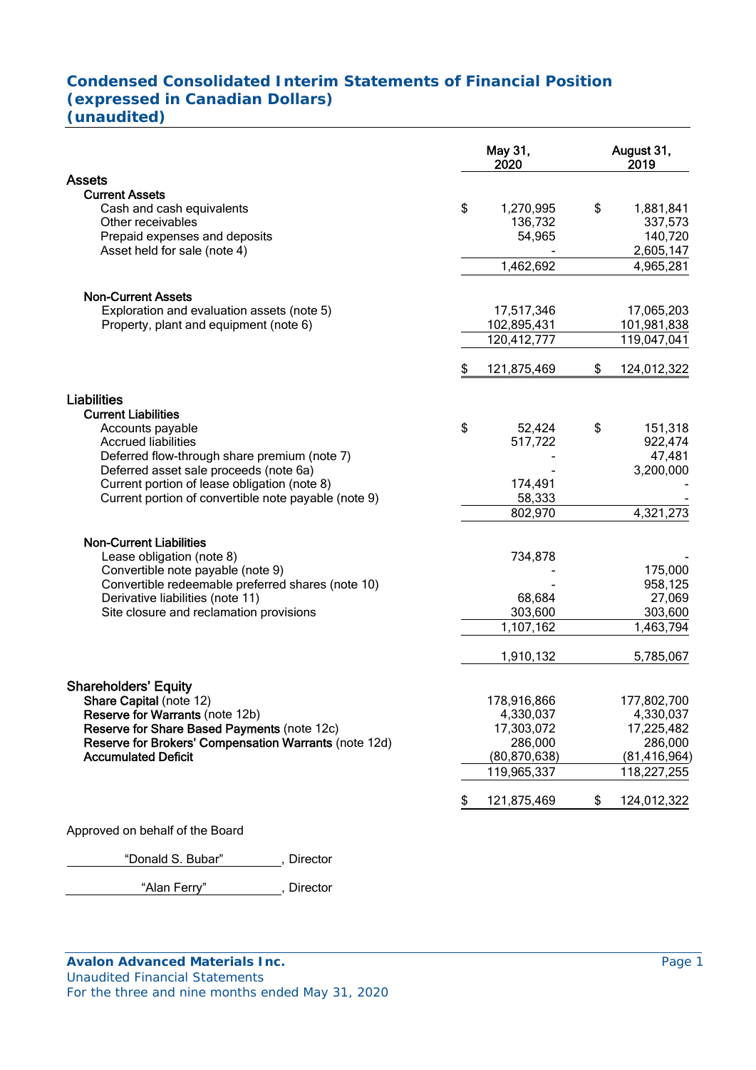# Condensed Consolidated Interim Statements of Financial Position
## (expressed in Canadian Dollars)
## (unaudited)

| | May 31, 2020 | August 31, 2019 |
|---|---|---|
| **Assets** | | |
| **Current Assets** | | |
| Cash and cash equivalents | $ 1,270,995 | $ 1,881,841 |
| Other receivables | 136,732 | 337,573 |
| Prepaid expenses and deposits | 54,965 | 140,720 |
| Asset held for sale (note 4) | - | 2,605,147 |
| | 1,462,692 | 4,965,281 |
| **Non-Current Assets** | | |
| Exploration and evaluation assets (note 5) | 17,517,346 | 17,065,203 |
| Property, plant and equipment (note 6) | 102,895,431 | 101,981,838 |
| | 120,412,777 | 119,047,041 |
| | $ 121,875,469 | $ 124,012,322 |
| **Liabilities** | | |
| **Current Liabilities** | | |
| Accounts payable | $ 52,424 | $ 151,318 |
| Accrued liabilities | 517,722 | 922,474 |
| Deferred flow-through share premium (note 7) | - | 47,481 |
| Deferred asset sale proceeds (note 6a) | - | 3,200,000 |
| Current portion of lease obligation (note 8) | 174,491 | - |
| Current portion of convertible note payable (note 9) | 58,333 | - |
| | 802,970 | 4,321,273 |
| **Non-Current Liabilities** | | |
| Lease obligation (note 8) | 734,878 | - |
| Convertible note payable (note 9) | - | 175,000 |
| Convertible redeemable preferred shares (note 10) | - | 958,125 |
| Derivative liabilities (note 11) | 68,684 | 27,069 |
| Site closure and reclamation provisions | 303,600 | 303,600 |
| | 1,107,162 | 1,463,794 |
| | 1,910,132 | 5,785,067 |
| **Shareholders' Equity** | | |
| **Share Capital** (note 12) | 178,916,866 | 177,802,700 |
| **Reserve for Warrants** (note 12b) | 4,330,037 | 4,330,037 |
| **Reserve for Share Based Payments** (note 12c) | 17,303,072 | 17,225,482 |
| **Reserve for Brokers' Compensation Warrants** (note 12d) | 286,000 | 286,000 |
| **Accumulated Deficit** | (80,870,638) | (81,416,964) |
| | 119,965,337 | 118,227,255 |
| | $ 121,875,469 | $ 124,012,322 |

Approved on behalf of the Board

"Donald S. Bubar", Director

"Alan Ferry", Director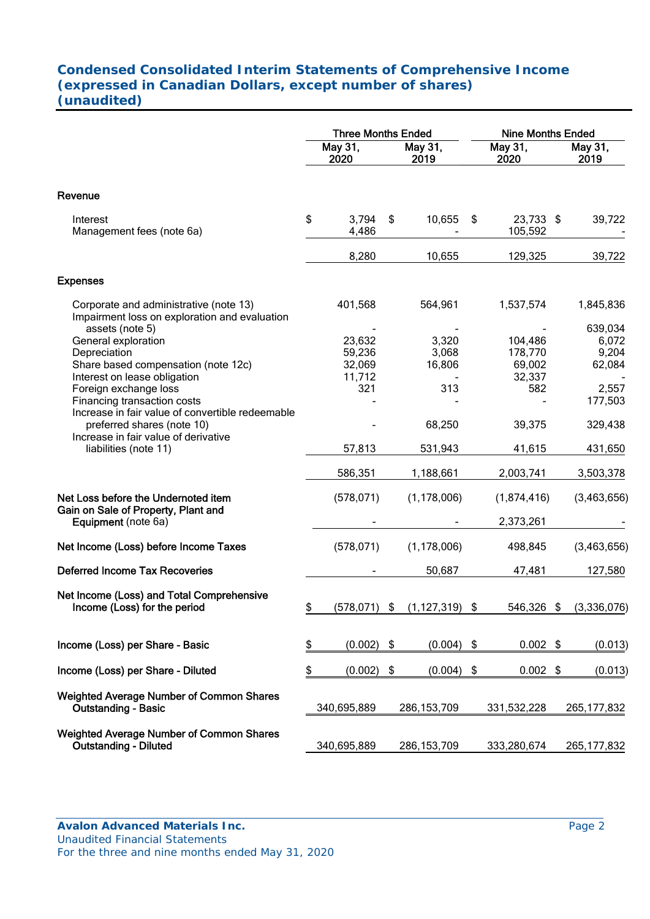# Condensed Consolidated Interim Statements of Comprehensive Income (expressed in Canadian Dollars, except number of shares) (unaudited)

| | Three Months Ended | | Nine Months Ended | |
|---|---|---|---|---|
| | May 31, 2020 | May 31, 2019 | May 31, 2020 | May 31, 2019 |
| **Revenue** | | | | |
| Interest | $ 3,794 | $ 10,655 | $ 23,733 | $ 39,722 |
| Management fees (note 6a) | 4,486 | - | 105,592 | - |
| | 8,280 | 10,655 | 129,325 | 39,722 |
| **Expenses** | | | | |
| Corporate and administrative (note 13) | 401,568 | 564,961 | 1,537,574 | 1,845,836 |
| Impairment loss on exploration and evaluation assets (note 5) | - | - | - | 639,034 |
| General exploration | 23,632 | 3,320 | 104,486 | 6,072 |
| Depreciation | 59,236 | 3,068 | 178,770 | 9,204 |
| Share based compensation (note 12c) | 32,069 | 16,806 | 69,002 | 62,084 |
| Interest on lease obligation | 11,712 | - | 32,337 | - |
| Foreign exchange loss | 321 | 313 | 582 | 2,557 |
| Financing transaction costs | - | - | - | 177,503 |
| Increase in fair value of convertible redeemable preferred shares (note 10) | - | 68,250 | 39,375 | 329,438 |
| Increase in fair value of derivative liabilities (note 11) | 57,813 | 531,943 | 41,615 | 431,650 |
| | 586,351 | 1,188,661 | 2,003,741 | 3,503,378 |
| **Net Loss before the Undernoted item** | (578,071) | (1,178,006) | (1,874,416) | (3,463,656) |
| **Gain on Sale of Property, Plant and Equipment** (note 6a) | - | - | 2,373,261 | - |
| **Net Income (Loss) before Income Taxes** | (578,071) | (1,178,006) | 498,845 | (3,463,656) |
| **Deferred Income Tax Recoveries** | - | 50,687 | 47,481 | 127,580 |
| **Net Income (Loss) and Total Comprehensive Income (Loss) for the period** | $ (578,071) | $ (1,127,319) | $ 546,326 | $ (3,336,076) |
| **Income (Loss) per Share - Basic** | $ (0.002) | $ (0.004) | $ 0.002 | $ (0.013) |
| **Income (Loss) per Share - Diluted** | $ (0.002) | $ (0.004) | $ 0.002 | $ (0.013) |
| **Weighted Average Number of Common Shares Outstanding - Basic** | 340,695,889 | 286,153,709 | 331,532,228 | 265,177,832 |
| **Weighted Average Number of Common Shares Outstanding - Diluted** | 340,695,889 | 286,153,709 | 333,280,674 | 265,177,832 |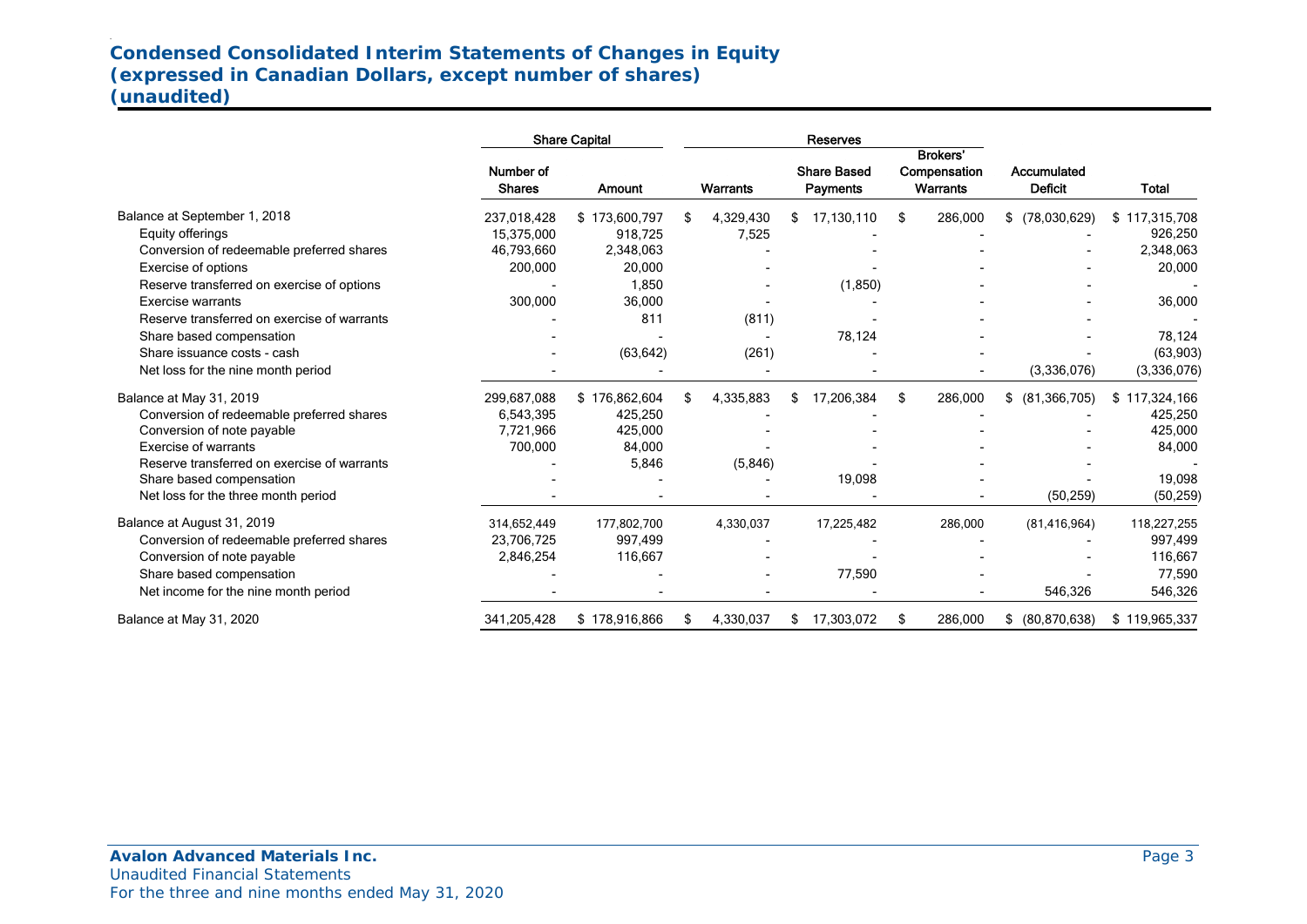## Condensed Consolidated Interim Statements of Changes in Equity
## (expressed in Canadian Dollars, except number of shares)
## (unaudited)

| | Share Capital | | Reserves | | | | |
|---|---|---|---|---|---|---|---|
| | Number of Shares | Amount | Warrants | Share Based Payments | Brokers' Compensation Warrants | Accumulated Deficit | Total |
| Balance at September 1, 2018 | 237,018,428 | $ 173,600,797 | $ 4,329,430 | $ 17,130,110 | $ 286,000 | $ (78,030,629) | $ 117,315,708 |
| Equity offerings | 15,375,000 | 918,725 | 7,525 | - | - | - | 926,250 |
| Conversion of redeemable preferred shares | 46,793,660 | 2,348,063 | - | - | - | - | 2,348,063 |
| Exercise of options | 200,000 | 20,000 | - | - | - | - | 20,000 |
| Reserve transferred on exercise of options | - | 1,850 | - | (1,850) | - | - | - |
| Exercise warrants | 300,000 | 36,000 | - | - | - | - | 36,000 |
| Reserve transferred on exercise of warrants | - | 811 | (811) | - | - | - | - |
| Share based compensation | - | - | - | 78,124 | - | - | 78,124 |
| Share issuance costs - cash | - | (63,642) | (261) | - | - | - | (63,903) |
| Net loss for the nine month period | - | - | - | - | - | (3,336,076) | (3,336,076) |
| Balance at May 31, 2019 | 299,687,088 | $ 176,862,604 | $ 4,335,883 | $ 17,206,384 | $ 286,000 | $ (81,366,705) | $ 117,324,166 |
| Conversion of redeemable preferred shares | 6,543,395 | 425,250 | - | - | - | - | 425,250 |
| Conversion of note payable | 7,721,966 | 425,000 | - | - | - | - | 425,000 |
| Exercise of warrants | 700,000 | 84,000 | - | - | - | - | 84,000 |
| Reserve transferred on exercise of warrants | - | 5,846 | (5,846) | - | - | - | - |
| Share based compensation | - | - | - | 19,098 | - | - | 19,098 |
| Net loss for the three month period | - | - | - | - | - | (50,259) | (50,259) |
| Balance at August 31, 2019 | 314,652,449 | 177,802,700 | 4,330,037 | 17,225,482 | 286,000 | (81,416,964) | 118,227,255 |
| Conversion of redeemable preferred shares | 23,706,725 | 997,499 | - | - | - | - | 997,499 |
| Conversion of note payable | 2,846,254 | 116,667 | - | - | - | - | 116,667 |
| Share based compensation | - | - | - | 77,590 | - | - | 77,590 |
| Net income for the nine month period | - | - | - | - | - | 546,326 | 546,326 |
| Balance at May 31, 2020 | 341,205,428 | $ 178,916,866 | $ 4,330,037 | $ 17,303,072 | $ 286,000 | $ (80,870,638) | $ 119,965,337 |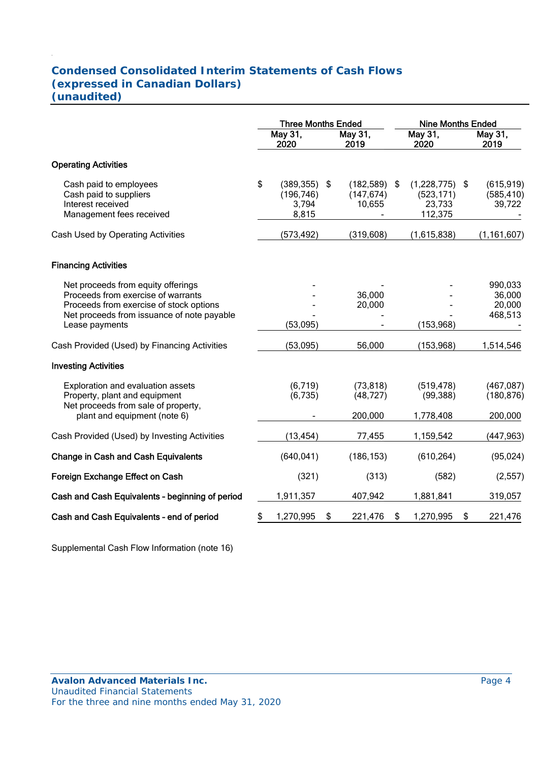## Condensed Consolidated Interim Statements of Cash Flows
## (expressed in Canadian Dollars)
## (unaudited)

| | Three Months Ended | | Nine Months Ended | |
|---|---|---|---|---|
| | May 31, 2020 | May 31, 2019 | May 31, 2020 | May 31, 2019 |
| **Operating Activities** | | | | |
| Cash paid to employees | $ (389,355) | $ (182,589) | $ (1,228,775) | $ (615,919) |
| Cash paid to suppliers | (196,746) | (147,674) | (523,171) | (585,410) |
| Interest received | 3,794 | 10,655 | 23,733 | 39,722 |
| Management fees received | 8,815 | - | 112,375 | - |
| Cash Used by Operating Activities | (573,492) | (319,608) | (1,615,838) | (1,161,607) |
| **Financing Activities** | | | | |
| Net proceeds from equity offerings | - | - | - | 990,033 |
| Proceeds from exercise of warrants | - | 36,000 | - | 36,000 |
| Proceeds from exercise of stock options | - | 20,000 | - | 20,000 |
| Net proceeds from issuance of note payable | - | - | - | 468,513 |
| Lease payments | (53,095) | - | (153,968) | - |
| Cash Provided (Used) by Financing Activities | (53,095) | 56,000 | (153,968) | 1,514,546 |
| **Investing Activities** | | | | |
| Exploration and evaluation assets | (6,719) | (73,818) | (519,478) | (467,087) |
| Property, plant and equipment | (6,735) | (48,727) | (99,388) | (180,876) |
| Net proceeds from sale of property, plant and equipment (note 6) | - | 200,000 | 1,778,408 | 200,000 |
| Cash Provided (Used) by Investing Activities | (13,454) | 77,455 | 1,159,542 | (447,963) |
| **Change in Cash and Cash Equivalents** | (640,041) | (186,153) | (610,264) | (95,024) |
| **Foreign Exchange Effect on Cash** | (321) | (313) | (582) | (2,557) |
| **Cash and Cash Equivalents - beginning of period** | 1,911,357 | 407,942 | 1,881,841 | 319,057 |
| **Cash and Cash Equivalents - end of period** | $ 1,270,995 | $ 221,476 | $ 1,270,995 | $ 221,476 |

Supplemental Cash Flow Information (note 16)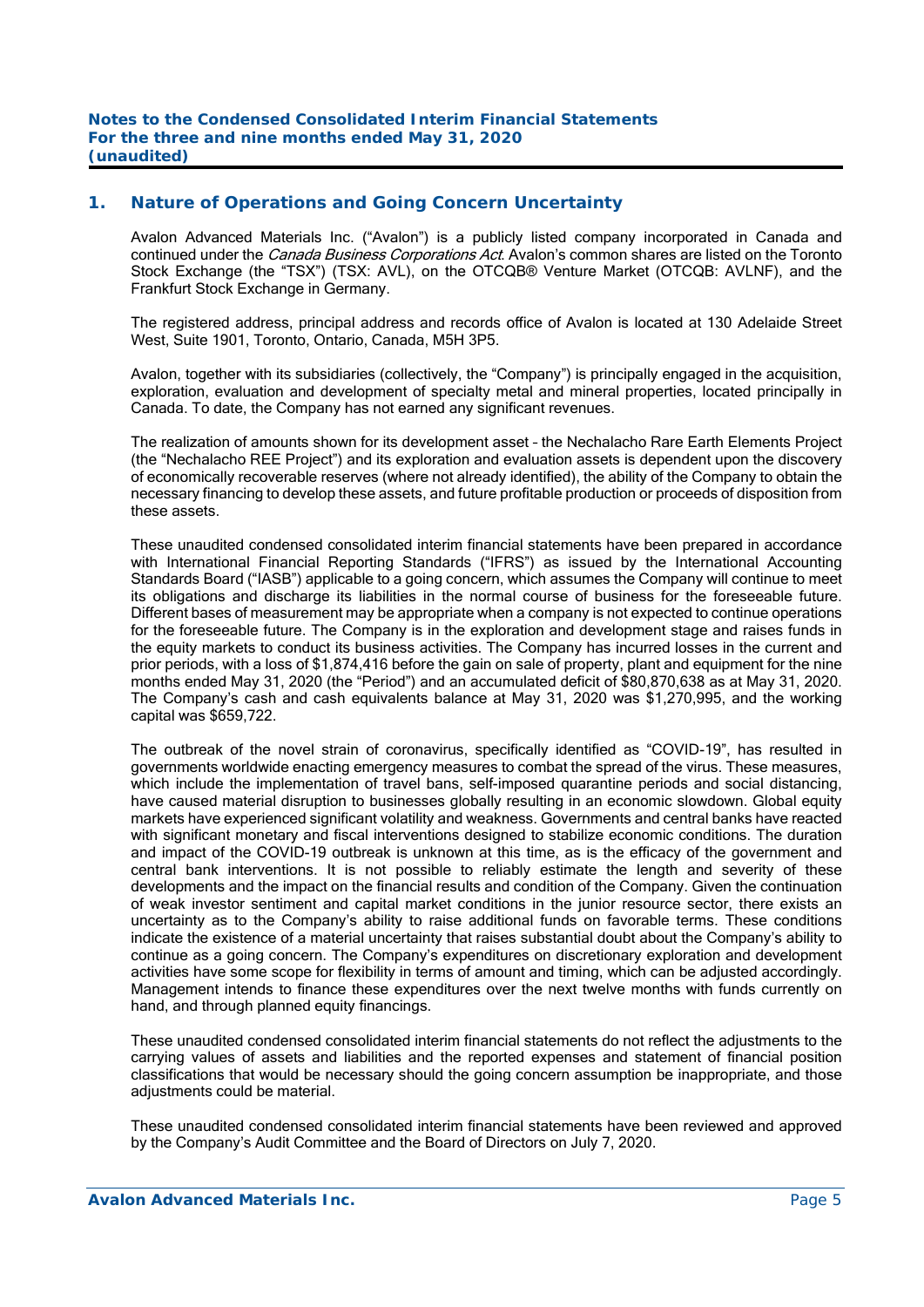## 1. Nature of Operations and Going Concern Uncertainty

Avalon Advanced Materials Inc. ("Avalon") is a publicly listed company incorporated in Canada and continued under the *Canada Business Corporations Act*. Avalon's common shares are listed on the Toronto Stock Exchange (the "TSX") (TSX: AVL), on the OTCQB® Venture Market (OTCQB: AVLNF), and the Frankfurt Stock Exchange in Germany.

The registered address, principal address and records office of Avalon is located at 130 Adelaide Street West, Suite 1901, Toronto, Ontario, Canada, M5H 3P5.

Avalon, together with its subsidiaries (collectively, the "Company") is principally engaged in the acquisition, exploration, evaluation and development of specialty metal and mineral properties, located principally in Canada. To date, the Company has not earned any significant revenues.

The realization of amounts shown for its development asset – the Nechalacho Rare Earth Elements Project (the "Nechalacho REE Project") and its exploration and evaluation assets is dependent upon the discovery of economically recoverable reserves (where not already identified), the ability of the Company to obtain the necessary financing to develop these assets, and future profitable production or proceeds of disposition from these assets.

These unaudited condensed consolidated interim financial statements have been prepared in accordance with International Financial Reporting Standards ("IFRS") as issued by the International Accounting Standards Board ("IASB") applicable to a going concern, which assumes the Company will continue to meet its obligations and discharge its liabilities in the normal course of business for the foreseeable future. Different bases of measurement may be appropriate when a company is not expected to continue operations for the foreseeable future. The Company is in the exploration and development stage and raises funds in the equity markets to conduct its business activities. The Company has incurred losses in the current and prior periods, with a loss of $1,874,416 before the gain on sale of property, plant and equipment for the nine months ended May 31, 2020 (the "Period") and an accumulated deficit of $80,870,638 as at May 31, 2020. The Company's cash and cash equivalents balance at May 31, 2020 was $1,270,995, and the working capital was $659,722.

The outbreak of the novel strain of coronavirus, specifically identified as "COVID-19", has resulted in governments worldwide enacting emergency measures to combat the spread of the virus. These measures, which include the implementation of travel bans, self-imposed quarantine periods and social distancing, have caused material disruption to businesses globally resulting in an economic slowdown. Global equity markets have experienced significant volatility and weakness. Governments and central banks have reacted with significant monetary and fiscal interventions designed to stabilize economic conditions. The duration and impact of the COVID-19 outbreak is unknown at this time, as is the efficacy of the government and central bank interventions. It is not possible to reliably estimate the length and severity of these developments and the impact on the financial results and condition of the Company. Given the continuation of weak investor sentiment and capital market conditions in the junior resource sector, there exists an uncertainty as to the Company's ability to raise additional funds on favorable terms. These conditions indicate the existence of a material uncertainty that raises substantial doubt about the Company's ability to continue as a going concern. The Company's expenditures on discretionary exploration and development activities have some scope for flexibility in terms of amount and timing, which can be adjusted accordingly. Management intends to finance these expenditures over the next twelve months with funds currently on hand, and through planned equity financings.

These unaudited condensed consolidated interim financial statements do not reflect the adjustments to the carrying values of assets and liabilities and the reported expenses and statement of financial position classifications that would be necessary should the going concern assumption be inappropriate, and those adjustments could be material.

These unaudited condensed consolidated interim financial statements have been reviewed and approved by the Company's Audit Committee and the Board of Directors on July 7, 2020.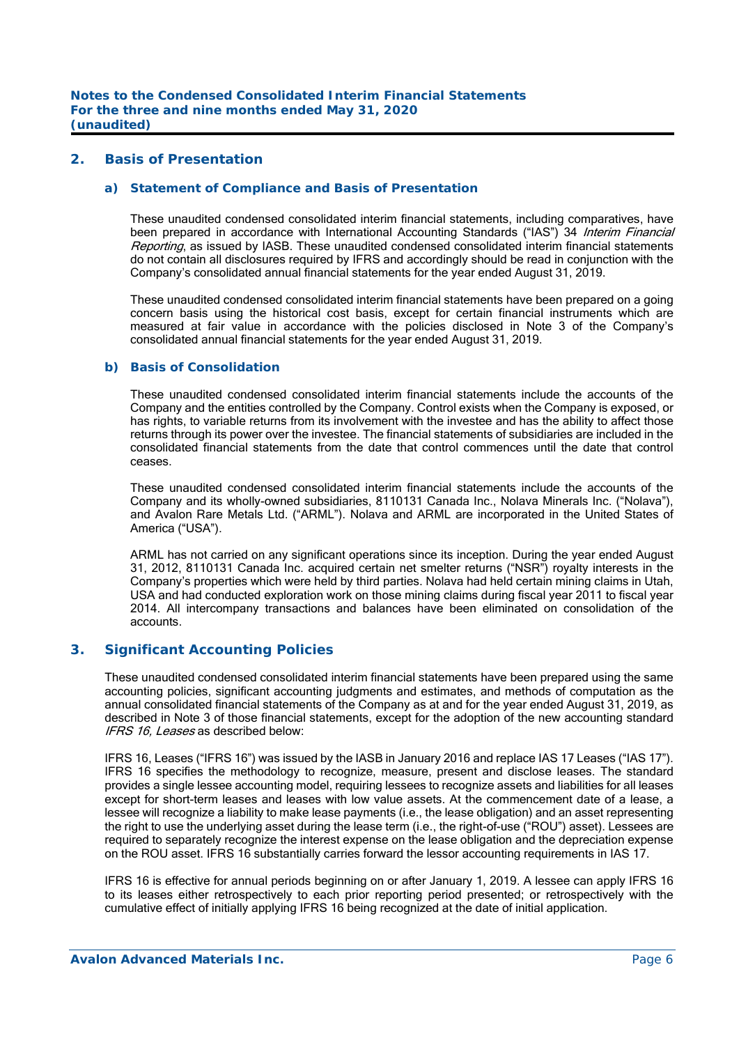## 2. Basis of Presentation

### a) Statement of Compliance and Basis of Presentation

These unaudited condensed consolidated interim financial statements, including comparatives, have been prepared in accordance with International Accounting Standards ("IAS") 34 *Interim Financial Reporting*, as issued by IASB. These unaudited condensed consolidated interim financial statements do not contain all disclosures required by IFRS and accordingly should be read in conjunction with the Company's consolidated annual financial statements for the year ended August 31, 2019.

These unaudited condensed consolidated interim financial statements have been prepared on a going concern basis using the historical cost basis, except for certain financial instruments which are measured at fair value in accordance with the policies disclosed in Note 3 of the Company's consolidated annual financial statements for the year ended August 31, 2019.

### b) Basis of Consolidation

These unaudited condensed consolidated interim financial statements include the accounts of the Company and the entities controlled by the Company. Control exists when the Company is exposed, or has rights, to variable returns from its involvement with the investee and has the ability to affect those returns through its power over the investee. The financial statements of subsidiaries are included in the consolidated financial statements from the date that control commences until the date that control ceases.

These unaudited condensed consolidated interim financial statements include the accounts of the Company and its wholly-owned subsidiaries, 8110131 Canada Inc., Nolava Minerals Inc. ("Nolava"), and Avalon Rare Metals Ltd. ("ARML"). Nolava and ARML are incorporated in the United States of America ("USA").

ARML has not carried on any significant operations since its inception. During the year ended August 31, 2012, 8110131 Canada Inc. acquired certain net smelter returns ("NSR") royalty interests in the Company's properties which were held by third parties. Nolava had held certain mining claims in Utah, USA and had conducted exploration work on those mining claims during fiscal year 2011 to fiscal year 2014. All intercompany transactions and balances have been eliminated on consolidation of the accounts.

## 3. Significant Accounting Policies

These unaudited condensed consolidated interim financial statements have been prepared using the same accounting policies, significant accounting judgments and estimates, and methods of computation as the annual consolidated financial statements of the Company as at and for the year ended August 31, 2019, as described in Note 3 of those financial statements, except for the adoption of the new accounting standard *IFRS 16, Leases* as described below:

IFRS 16, Leases ("IFRS 16") was issued by the IASB in January 2016 and replace IAS 17 Leases ("IAS 17"). IFRS 16 specifies the methodology to recognize, measure, present and disclose leases. The standard provides a single lessee accounting model, requiring lessees to recognize assets and liabilities for all leases except for short-term leases and leases with low value assets. At the commencement date of a lease, a lessee will recognize a liability to make lease payments (i.e., the lease obligation) and an asset representing the right to use the underlying asset during the lease term (i.e., the right-of-use ("ROU") asset). Lessees are required to separately recognize the interest expense on the lease obligation and the depreciation expense on the ROU asset. IFRS 16 substantially carries forward the lessor accounting requirements in IAS 17.

IFRS 16 is effective for annual periods beginning on or after January 1, 2019. A lessee can apply IFRS 16 to its leases either retrospectively to each prior reporting period presented; or retrospectively with the cumulative effect of initially applying IFRS 16 being recognized at the date of initial application.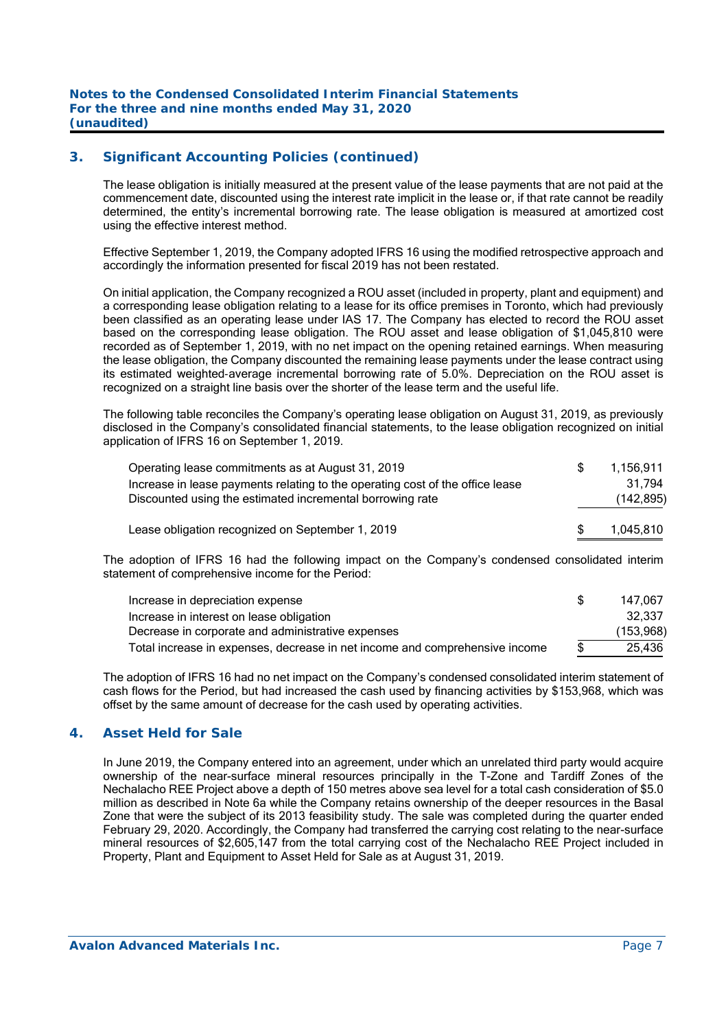## 3. Significant Accounting Policies (continued)

The lease obligation is initially measured at the present value of the lease payments that are not paid at the commencement date, discounted using the interest rate implicit in the lease or, if that rate cannot be readily determined, the entity's incremental borrowing rate. The lease obligation is measured at amortized cost using the effective interest method.

Effective September 1, 2019, the Company adopted IFRS 16 using the modified retrospective approach and accordingly the information presented for fiscal 2019 has not been restated.

On initial application, the Company recognized a ROU asset (included in property, plant and equipment) and a corresponding lease obligation relating to a lease for its office premises in Toronto, which had previously been classified as an operating lease under IAS 17. The Company has elected to record the ROU asset based on the corresponding lease obligation. The ROU asset and lease obligation of $1,045,810 were recorded as of September 1, 2019, with no net impact on the opening retained earnings. When measuring the lease obligation, the Company discounted the remaining lease payments under the lease contract using its estimated weighted-average incremental borrowing rate of 5.0%. Depreciation on the ROU asset is recognized on a straight line basis over the shorter of the lease term and the useful life.

The following table reconciles the Company's operating lease obligation on August 31, 2019, as previously disclosed in the Company's consolidated financial statements, to the lease obligation recognized on initial application of IFRS 16 on September 1, 2019.

| | | |
|---|---|---|
| Operating lease commitments as at August 31, 2019 | $ | 1,156,911 |
| Increase in lease payments relating to the operating cost of the office lease | | 31,794 |
| Discounted using the estimated incremental borrowing rate | | (142,895) |
| Lease obligation recognized on September 1, 2019 | $ | 1,045,810 |

The adoption of IFRS 16 had the following impact on the Company's condensed consolidated interim statement of comprehensive income for the Period:

| | | |
|---|---|---|
| Increase in depreciation expense | $ | 147,067 |
| Increase in interest on lease obligation | | 32,337 |
| Decrease in corporate and administrative expenses | | (153,968) |
| Total increase in expenses, decrease in net income and comprehensive income | $ | 25,436 |

The adoption of IFRS 16 had no net impact on the Company's condensed consolidated interim statement of cash flows for the Period, but had increased the cash used by financing activities by $153,968, which was offset by the same amount of decrease for the cash used by operating activities.

## 4. Asset Held for Sale

In June 2019, the Company entered into an agreement, under which an unrelated third party would acquire ownership of the near-surface mineral resources principally in the T-Zone and Tardiff Zones of the Nechalacho REE Project above a depth of 150 metres above sea level for a total cash consideration of $5.0 million as described in Note 6a while the Company retains ownership of the deeper resources in the Basal Zone that were the subject of its 2013 feasibility study. The sale was completed during the quarter ended February 29, 2020. Accordingly, the Company had transferred the carrying cost relating to the near-surface mineral resources of $2,605,147 from the total carrying cost of the Nechalacho REE Project included in Property, Plant and Equipment to Asset Held for Sale as at August 31, 2019.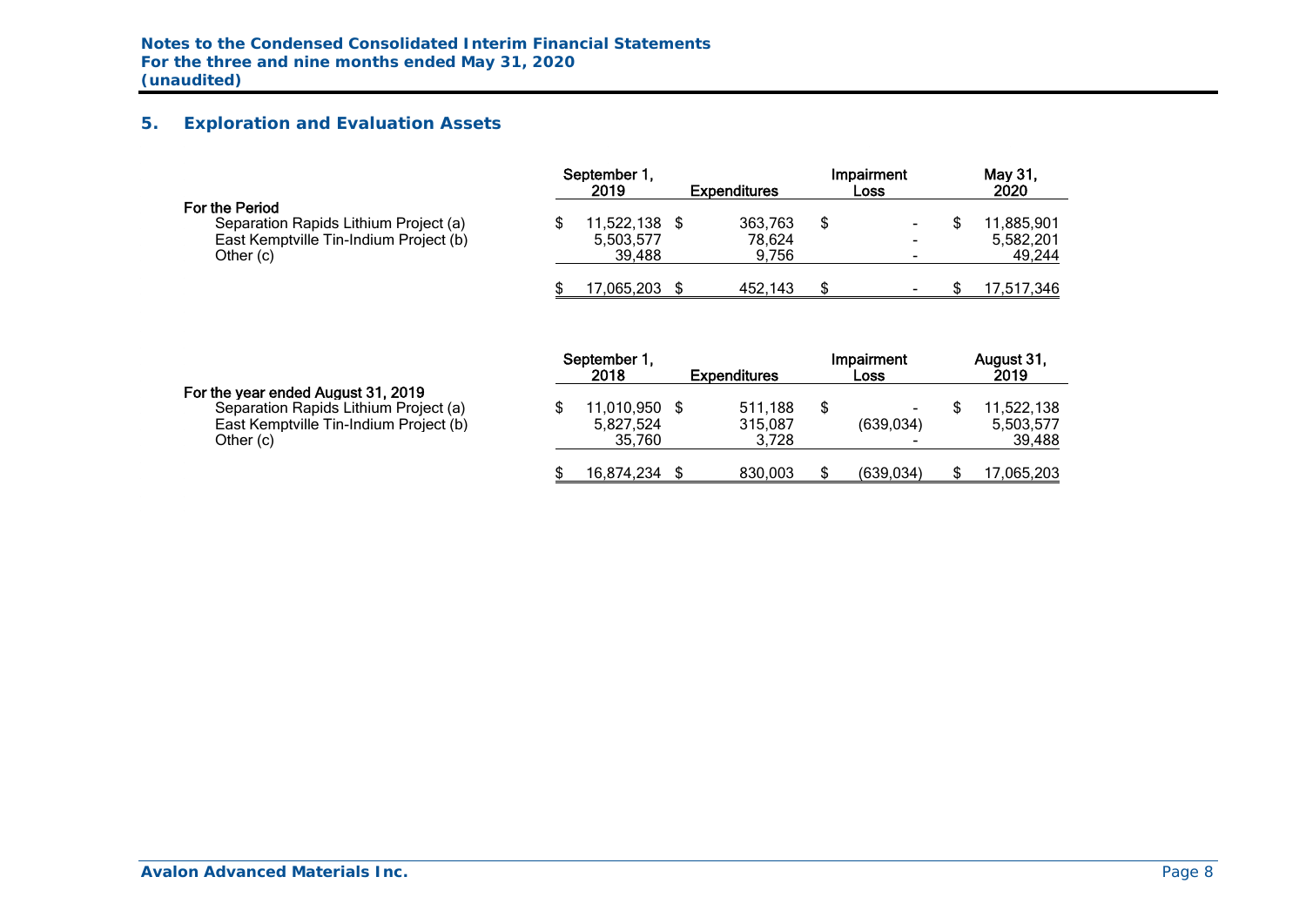## 5. Exploration and Evaluation Assets

| | September 1, 2019 | Expenditures | Impairment Loss | May 31, 2020 |
|---|---|---|---|---|
| **For the Period** | | | | |
| Separation Rapids Lithium Project (a) | $ 11,522,138 | $ 363,763 | $ - | $ 11,885,901 |
| East Kemptville Tin-Indium Project (b) | 5,503,577 | 78,624 | - | 5,582,201 |
| Other (c) | 39,488 | 9,756 | - | 49,244 |
| | $ 17,065,203 | $ 452,143 | $ - | $ 17,517,346 |

| | September 1, 2018 | Expenditures | Impairment Loss | August 31, 2019 |
|---|---|---|---|---|
| **For the year ended August 31, 2019** | | | | |
| Separation Rapids Lithium Project (a) | $ 11,010,950 | $ 511,188 | $ - | $ 11,522,138 |
| East Kemptville Tin-Indium Project (b) | 5,827,524 | 315,087 | (639,034) | 5,503,577 |
| Other (c) | 35,760 | 3,728 | - | 39,488 |
| | $ 16,874,234 | $ 830,003 | $ (639,034) | $ 17,065,203 |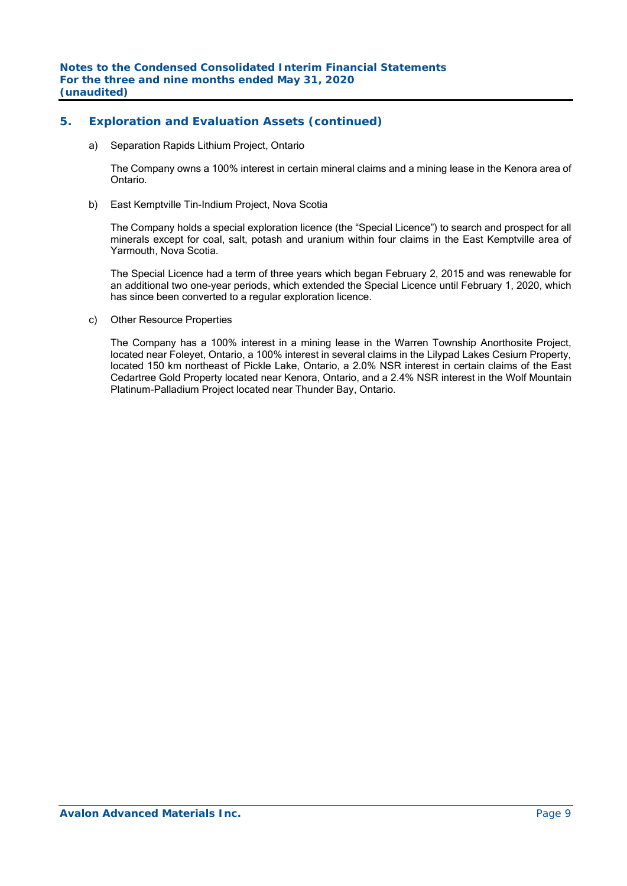## 5. Exploration and Evaluation Assets (continued)

a) Separation Rapids Lithium Project, Ontario

The Company owns a 100% interest in certain mineral claims and a mining lease in the Kenora area of Ontario.

b) East Kemptville Tin-Indium Project, Nova Scotia

The Company holds a special exploration licence (the "Special Licence") to search and prospect for all minerals except for coal, salt, potash and uranium within four claims in the East Kemptville area of Yarmouth, Nova Scotia.

The Special Licence had a term of three years which began February 2, 2015 and was renewable for an additional two one-year periods, which extended the Special Licence until February 1, 2020, which has since been converted to a regular exploration licence.

c) Other Resource Properties

The Company has a 100% interest in a mining lease in the Warren Township Anorthosite Project, located near Foleyet, Ontario, a 100% interest in several claims in the Lilypad Lakes Cesium Property, located 150 km northeast of Pickle Lake, Ontario, a 2.0% NSR interest in certain claims of the East Cedartree Gold Property located near Kenora, Ontario, and a 2.4% NSR interest in the Wolf Mountain Platinum-Palladium Project located near Thunder Bay, Ontario.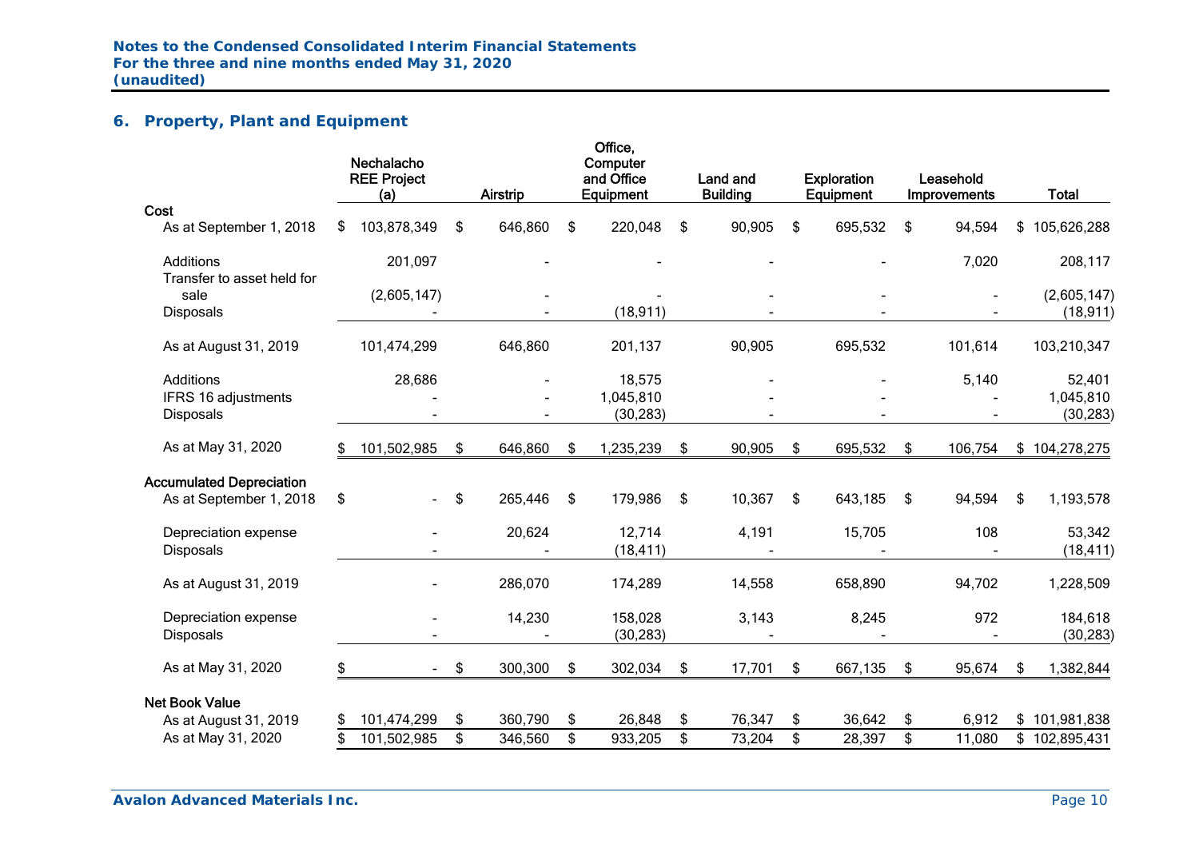## 6. Property, Plant and Equipment

| | Nechalacho REE Project (a) | Airstrip | Office, Computer and Office Equipment | Land and Building | Exploration Equipment | Leasehold Improvements | Total |
|---|---|---|---|---|---|---|---|
| **Cost** | | | | | | | |
| As at September 1, 2018 | $ 103,878,349 | $ 646,860 | $ 220,048 | $ 90,905 | $ 695,532 | $ 94,594 | $ 105,626,288 |
| Additions | 201,097 | - | - | - | - | 7,020 | 208,117 |
| Transfer to asset held for sale | (2,605,147) | - | - | - | - | - | (2,605,147) |
| Disposals | - | - | (18,911) | - | - | - | (18,911) |
| As at August 31, 2019 | 101,474,299 | 646,860 | 201,137 | 90,905 | 695,532 | 101,614 | 103,210,347 |
| Additions | 28,686 | - | 18,575 | - | - | 5,140 | 52,401 |
| IFRS 16 adjustments | - | - | 1,045,810 | - | - | - | 1,045,810 |
| Disposals | - | - | (30,283) | - | - | - | (30,283) |
| As at May 31, 2020 | $ 101,502,985 | $ 646,860 | $ 1,235,239 | $ 90,905 | $ 695,532 | $ 106,754 | $ 104,278,275 |
| **Accumulated Depreciation** | | | | | | | |
| As at September 1, 2018 | $ - | $ 265,446 | $ 179,986 | $ 10,367 | $ 643,185 | $ 94,594 | $ 1,193,578 |
| Depreciation expense | - | 20,624 | 12,714 | 4,191 | 15,705 | 108 | 53,342 |
| Disposals | - | - | (18,411) | - | - | - | (18,411) |
| As at August 31, 2019 | - | 286,070 | 174,289 | 14,558 | 658,890 | 94,702 | 1,228,509 |
| Depreciation expense | - | 14,230 | 158,028 | 3,143 | 8,245 | 972 | 184,618 |
| Disposals | - | - | (30,283) | - | - | - | (30,283) |
| As at May 31, 2020 | $ - | $ 300,300 | $ 302,034 | $ 17,701 | $ 667,135 | $ 95,674 | $ 1,382,844 |
| **Net Book Value** | | | | | | | |
| As at August 31, 2019 | $ 101,474,299 | $ 360,790 | $ 26,848 | $ 76,347 | $ 36,642 | $ 6,912 | $ 101,981,838 |
| As at May 31, 2020 | $ 101,502,985 | $ 346,560 | $ 933,205 | $ 73,204 | $ 28,397 | $ 11,080 | $ 102,895,431 |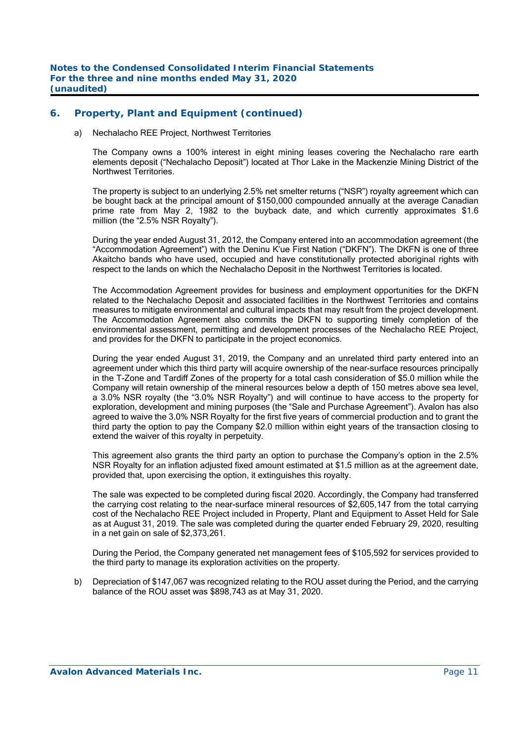## 6. Property, Plant and Equipment (continued)

a) Nechalacho REE Project, Northwest Territories

The Company owns a 100% interest in eight mining leases covering the Nechalacho rare earth elements deposit ("Nechalacho Deposit") located at Thor Lake in the Mackenzie Mining District of the Northwest Territories.

The property is subject to an underlying 2.5% net smelter returns ("NSR") royalty agreement which can be bought back at the principal amount of $150,000 compounded annually at the average Canadian prime rate from May 2, 1982 to the buyback date, and which currently approximates $1.6 million (the "2.5% NSR Royalty").

During the year ended August 31, 2012, the Company entered into an accommodation agreement (the "Accommodation Agreement") with the Deninu K'ue First Nation ("DKFN"). The DKFN is one of three Akaitcho bands who have used, occupied and have constitutionally protected aboriginal rights with respect to the lands on which the Nechalacho Deposit in the Northwest Territories is located.

The Accommodation Agreement provides for business and employment opportunities for the DKFN related to the Nechalacho Deposit and associated facilities in the Northwest Territories and contains measures to mitigate environmental and cultural impacts that may result from the project development. The Accommodation Agreement also commits the DKFN to supporting timely completion of the environmental assessment, permitting and development processes of the Nechalacho REE Project, and provides for the DKFN to participate in the project economics.

During the year ended August 31, 2019, the Company and an unrelated third party entered into an agreement under which this third party will acquire ownership of the near-surface resources principally in the T-Zone and Tardiff Zones of the property for a total cash consideration of $5.0 million while the Company will retain ownership of the mineral resources below a depth of 150 metres above sea level, a 3.0% NSR royalty (the "3.0% NSR Royalty") and will continue to have access to the property for exploration, development and mining purposes (the "Sale and Purchase Agreement"). Avalon has also agreed to waive the 3.0% NSR Royalty for the first five years of commercial production and to grant the third party the option to pay the Company $2.0 million within eight years of the transaction closing to extend the waiver of this royalty in perpetuity.

This agreement also grants the third party an option to purchase the Company's option in the 2.5% NSR Royalty for an inflation adjusted fixed amount estimated at $1.5 million as at the agreement date, provided that, upon exercising the option, it extinguishes this royalty.

The sale was expected to be completed during fiscal 2020. Accordingly, the Company had transferred the carrying cost relating to the near-surface mineral resources of $2,605,147 from the total carrying cost of the Nechalacho REE Project included in Property, Plant and Equipment to Asset Held for Sale as at August 31, 2019. The sale was completed during the quarter ended February 29, 2020, resulting in a net gain on sale of $2,373,261.

During the Period, the Company generated net management fees of $105,592 for services provided to the third party to manage its exploration activities on the property.

b) Depreciation of $147,067 was recognized relating to the ROU asset during the Period, and the carrying balance of the ROU asset was $898,743 as at May 31, 2020.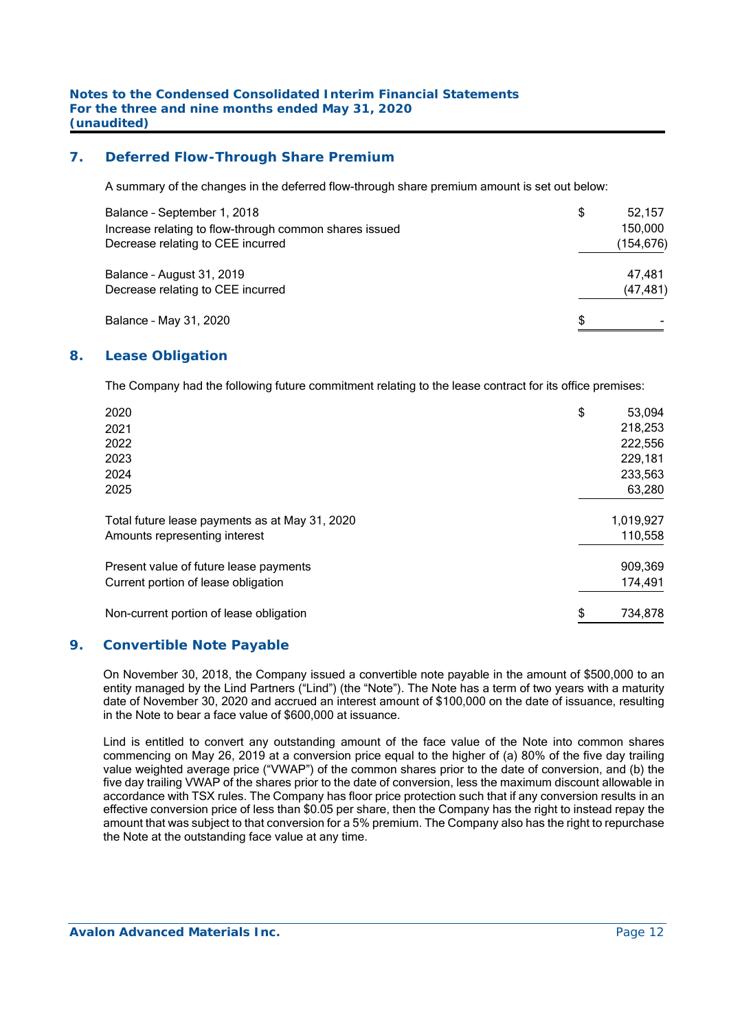## 7. Deferred Flow-Through Share Premium

A summary of the changes in the deferred flow-through share premium amount is set out below:

| | |
|---|---|
| Balance – September 1, 2018 | $ 52,157 |
| Increase relating to flow-through common shares issued | 150,000 |
| Decrease relating to CEE incurred | (154,676) |
| Balance – August 31, 2019 | 47,481 |
| Decrease relating to CEE incurred | (47,481) |
| Balance – May 31, 2020 | $ - |

## 8. Lease Obligation

The Company had the following future commitment relating to the lease contract for its office premises:

| | |
|---|---|
| 2020 | $ 53,094 |
| 2021 | 218,253 |
| 2022 | 222,556 |
| 2023 | 229,181 |
| 2024 | 233,563 |
| 2025 | 63,280 |
| Total future lease payments as at May 31, 2020 | 1,019,927 |
| Amounts representing interest | 110,558 |
| Present value of future lease payments | 909,369 |
| Current portion of lease obligation | 174,491 |
| Non-current portion of lease obligation | $ 734,878 |

## 9. Convertible Note Payable

On November 30, 2018, the Company issued a convertible note payable in the amount of $500,000 to an entity managed by the Lind Partners ("Lind") (the "Note"). The Note has a term of two years with a maturity date of November 30, 2020 and accrued an interest amount of $100,000 on the date of issuance, resulting in the Note to bear a face value of $600,000 at issuance.

Lind is entitled to convert any outstanding amount of the face value of the Note into common shares commencing on May 26, 2019 at a conversion price equal to the higher of (a) 80% of the five day trailing value weighted average price ("VWAP") of the common shares prior to the date of conversion, and (b) the five day trailing VWAP of the shares prior to the date of conversion, less the maximum discount allowable in accordance with TSX rules. The Company has floor price protection such that if any conversion results in an effective conversion price of less than $0.05 per share, then the Company has the right to instead repay the amount that was subject to that conversion for a 5% premium. The Company also has the right to repurchase the Note at the outstanding face value at any time.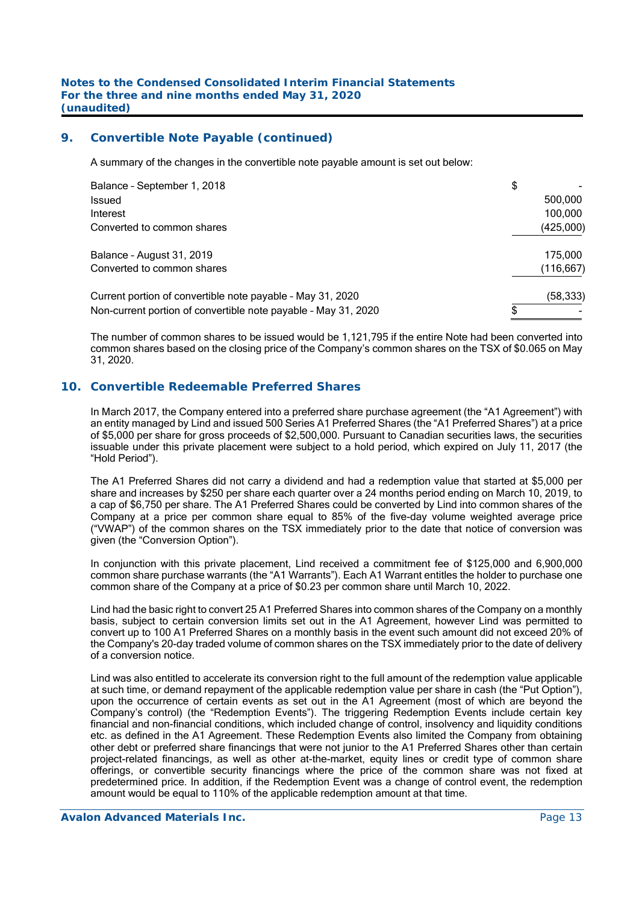## 9. Convertible Note Payable (continued)

A summary of the changes in the convertible note payable amount is set out below:

| | |
|---|---|
| Balance – September 1, 2018 | $ - |
| Issued | 500,000 |
| Interest | 100,000 |
| Converted to common shares | (425,000) |
| Balance – August 31, 2019 | 175,000 |
| Converted to common shares | (116,667) |
| Current portion of convertible note payable – May 31, 2020 | (58,333) |
| Non-current portion of convertible note payable – May 31, 2020 | $ - |

The number of common shares to be issued would be 1,121,795 if the entire Note had been converted into common shares based on the closing price of the Company's common shares on the TSX of $0.065 on May 31, 2020.

## 10. Convertible Redeemable Preferred Shares

In March 2017, the Company entered into a preferred share purchase agreement (the "A1 Agreement") with an entity managed by Lind and issued 500 Series A1 Preferred Shares (the "A1 Preferred Shares") at a price of $5,000 per share for gross proceeds of $2,500,000. Pursuant to Canadian securities laws, the securities issuable under this private placement were subject to a hold period, which expired on July 11, 2017 (the "Hold Period").

The A1 Preferred Shares did not carry a dividend and had a redemption value that started at $5,000 per share and increases by $250 per share each quarter over a 24 months period ending on March 10, 2019, to a cap of $6,750 per share. The A1 Preferred Shares could be converted by Lind into common shares of the Company at a price per common share equal to 85% of the five-day volume weighted average price ("VWAP") of the common shares on the TSX immediately prior to the date that notice of conversion was given (the "Conversion Option").

In conjunction with this private placement, Lind received a commitment fee of $125,000 and 6,900,000 common share purchase warrants (the "A1 Warrants"). Each A1 Warrant entitles the holder to purchase one common share of the Company at a price of $0.23 per common share until March 10, 2022.

Lind had the basic right to convert 25 A1 Preferred Shares into common shares of the Company on a monthly basis, subject to certain conversion limits set out in the A1 Agreement, however Lind was permitted to convert up to 100 A1 Preferred Shares on a monthly basis in the event such amount did not exceed 20% of the Company's 20-day traded volume of common shares on the TSX immediately prior to the date of delivery of a conversion notice.

Lind was also entitled to accelerate its conversion right to the full amount of the redemption value applicable at such time, or demand repayment of the applicable redemption value per share in cash (the "Put Option"), upon the occurrence of certain events as set out in the A1 Agreement (most of which are beyond the Company's control) (the "Redemption Events"). The triggering Redemption Events include certain key financial and non-financial conditions, which included change of control, insolvency and liquidity conditions etc. as defined in the A1 Agreement. These Redemption Events also limited the Company from obtaining other debt or preferred share financings that were not junior to the A1 Preferred Shares other than certain project-related financings, as well as other at-the-market, equity lines or credit type of common share offerings, or convertible security financings where the price of the common share was not fixed at predetermined price. In addition, if the Redemption Event was a change of control event, the redemption amount would be equal to 110% of the applicable redemption amount at that time.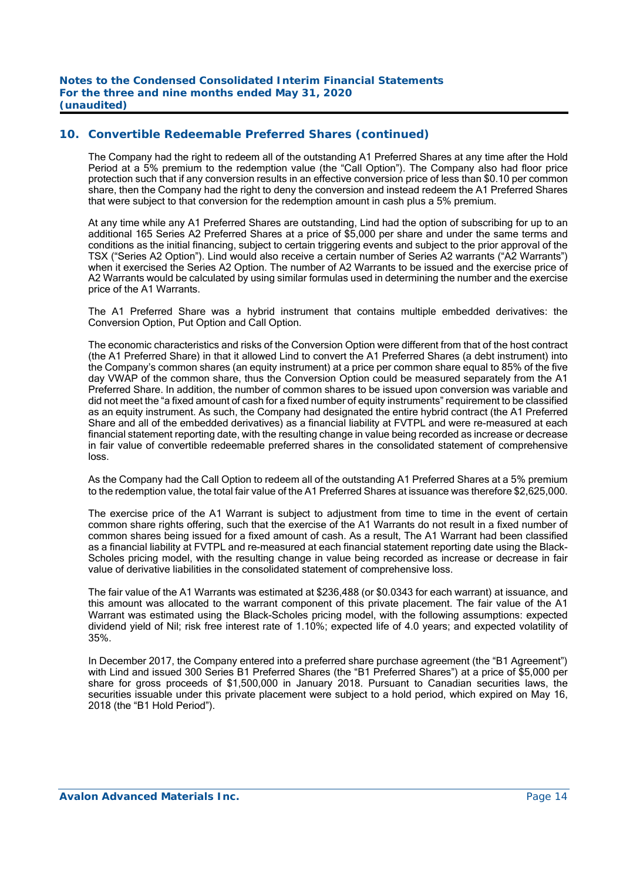## 10. Convertible Redeemable Preferred Shares (continued)

The Company had the right to redeem all of the outstanding A1 Preferred Shares at any time after the Hold Period at a 5% premium to the redemption value (the "Call Option"). The Company also had floor price protection such that if any conversion results in an effective conversion price of less than $0.10 per common share, then the Company had the right to deny the conversion and instead redeem the A1 Preferred Shares that were subject to that conversion for the redemption amount in cash plus a 5% premium.

At any time while any A1 Preferred Shares are outstanding, Lind had the option of subscribing for up to an additional 165 Series A2 Preferred Shares at a price of $5,000 per share and under the same terms and conditions as the initial financing, subject to certain triggering events and subject to the prior approval of the TSX ("Series A2 Option"). Lind would also receive a certain number of Series A2 warrants ("A2 Warrants") when it exercised the Series A2 Option. The number of A2 Warrants to be issued and the exercise price of A2 Warrants would be calculated by using similar formulas used in determining the number and the exercise price of the A1 Warrants.

The A1 Preferred Share was a hybrid instrument that contains multiple embedded derivatives: the Conversion Option, Put Option and Call Option.

The economic characteristics and risks of the Conversion Option were different from that of the host contract (the A1 Preferred Share) in that it allowed Lind to convert the A1 Preferred Shares (a debt instrument) into the Company's common shares (an equity instrument) at a price per common share equal to 85% of the five day VWAP of the common share, thus the Conversion Option could be measured separately from the A1 Preferred Share. In addition, the number of common shares to be issued upon conversion was variable and did not meet the "a fixed amount of cash for a fixed number of equity instruments" requirement to be classified as an equity instrument. As such, the Company had designated the entire hybrid contract (the A1 Preferred Share and all of the embedded derivatives) as a financial liability at FVTPL and were re-measured at each financial statement reporting date, with the resulting change in value being recorded as increase or decrease in fair value of convertible redeemable preferred shares in the consolidated statement of comprehensive loss.

As the Company had the Call Option to redeem all of the outstanding A1 Preferred Shares at a 5% premium to the redemption value, the total fair value of the A1 Preferred Shares at issuance was therefore $2,625,000.

The exercise price of the A1 Warrant is subject to adjustment from time to time in the event of certain common share rights offering, such that the exercise of the A1 Warrants do not result in a fixed number of common shares being issued for a fixed amount of cash. As a result, The A1 Warrant had been classified as a financial liability at FVTPL and re-measured at each financial statement reporting date using the Black-Scholes pricing model, with the resulting change in value being recorded as increase or decrease in fair value of derivative liabilities in the consolidated statement of comprehensive loss.

The fair value of the A1 Warrants was estimated at $236,488 (or $0.0343 for each warrant) at issuance, and this amount was allocated to the warrant component of this private placement. The fair value of the A1 Warrant was estimated using the Black-Scholes pricing model, with the following assumptions: expected dividend yield of Nil; risk free interest rate of 1.10%; expected life of 4.0 years; and expected volatility of 35%.

In December 2017, the Company entered into a preferred share purchase agreement (the "B1 Agreement") with Lind and issued 300 Series B1 Preferred Shares (the "B1 Preferred Shares") at a price of $5,000 per share for gross proceeds of $1,500,000 in January 2018. Pursuant to Canadian securities laws, the securities issuable under this private placement were subject to a hold period, which expired on May 16, 2018 (the "B1 Hold Period").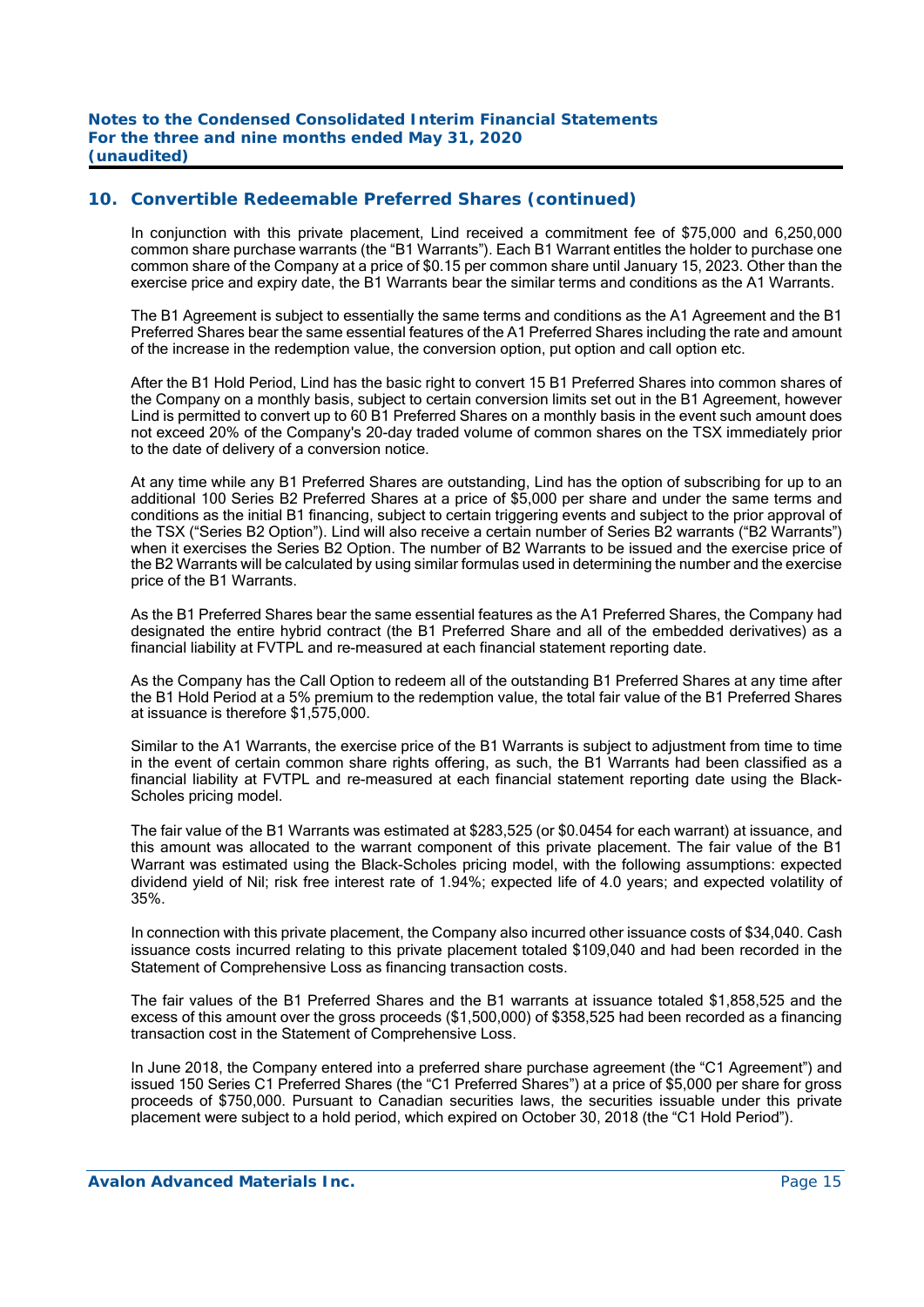## 10. Convertible Redeemable Preferred Shares (continued)

In conjunction with this private placement, Lind received a commitment fee of $75,000 and 6,250,000 common share purchase warrants (the "B1 Warrants"). Each B1 Warrant entitles the holder to purchase one common share of the Company at a price of $0.15 per common share until January 15, 2023. Other than the exercise price and expiry date, the B1 Warrants bear the similar terms and conditions as the A1 Warrants.

The B1 Agreement is subject to essentially the same terms and conditions as the A1 Agreement and the B1 Preferred Shares bear the same essential features of the A1 Preferred Shares including the rate and amount of the increase in the redemption value, the conversion option, put option and call option etc.

After the B1 Hold Period, Lind has the basic right to convert 15 B1 Preferred Shares into common shares of the Company on a monthly basis, subject to certain conversion limits set out in the B1 Agreement, however Lind is permitted to convert up to 60 B1 Preferred Shares on a monthly basis in the event such amount does not exceed 20% of the Company's 20-day traded volume of common shares on the TSX immediately prior to the date of delivery of a conversion notice.

At any time while any B1 Preferred Shares are outstanding, Lind has the option of subscribing for up to an additional 100 Series B2 Preferred Shares at a price of $5,000 per share and under the same terms and conditions as the initial B1 financing, subject to certain triggering events and subject to the prior approval of the TSX ("Series B2 Option"). Lind will also receive a certain number of Series B2 warrants ("B2 Warrants") when it exercises the Series B2 Option. The number of B2 Warrants to be issued and the exercise price of the B2 Warrants will be calculated by using similar formulas used in determining the number and the exercise price of the B1 Warrants.

As the B1 Preferred Shares bear the same essential features as the A1 Preferred Shares, the Company had designated the entire hybrid contract (the B1 Preferred Share and all of the embedded derivatives) as a financial liability at FVTPL and re-measured at each financial statement reporting date.

As the Company has the Call Option to redeem all of the outstanding B1 Preferred Shares at any time after the B1 Hold Period at a 5% premium to the redemption value, the total fair value of the B1 Preferred Shares at issuance is therefore $1,575,000.

Similar to the A1 Warrants, the exercise price of the B1 Warrants is subject to adjustment from time to time in the event of certain common share rights offering, as such, the B1 Warrants had been classified as a financial liability at FVTPL and re-measured at each financial statement reporting date using the Black-Scholes pricing model.

The fair value of the B1 Warrants was estimated at $283,525 (or $0.0454 for each warrant) at issuance, and this amount was allocated to the warrant component of this private placement. The fair value of the B1 Warrant was estimated using the Black-Scholes pricing model, with the following assumptions: expected dividend yield of Nil; risk free interest rate of 1.94%; expected life of 4.0 years; and expected volatility of 35%.

In connection with this private placement, the Company also incurred other issuance costs of $34,040. Cash issuance costs incurred relating to this private placement totaled $109,040 and had been recorded in the Statement of Comprehensive Loss as financing transaction costs.

The fair values of the B1 Preferred Shares and the B1 warrants at issuance totaled $1,858,525 and the excess of this amount over the gross proceeds ($1,500,000) of $358,525 had been recorded as a financing transaction cost in the Statement of Comprehensive Loss.

In June 2018, the Company entered into a preferred share purchase agreement (the "C1 Agreement") and issued 150 Series C1 Preferred Shares (the "C1 Preferred Shares") at a price of $5,000 per share for gross proceeds of $750,000. Pursuant to Canadian securities laws, the securities issuable under this private placement were subject to a hold period, which expired on October 30, 2018 (the "C1 Hold Period").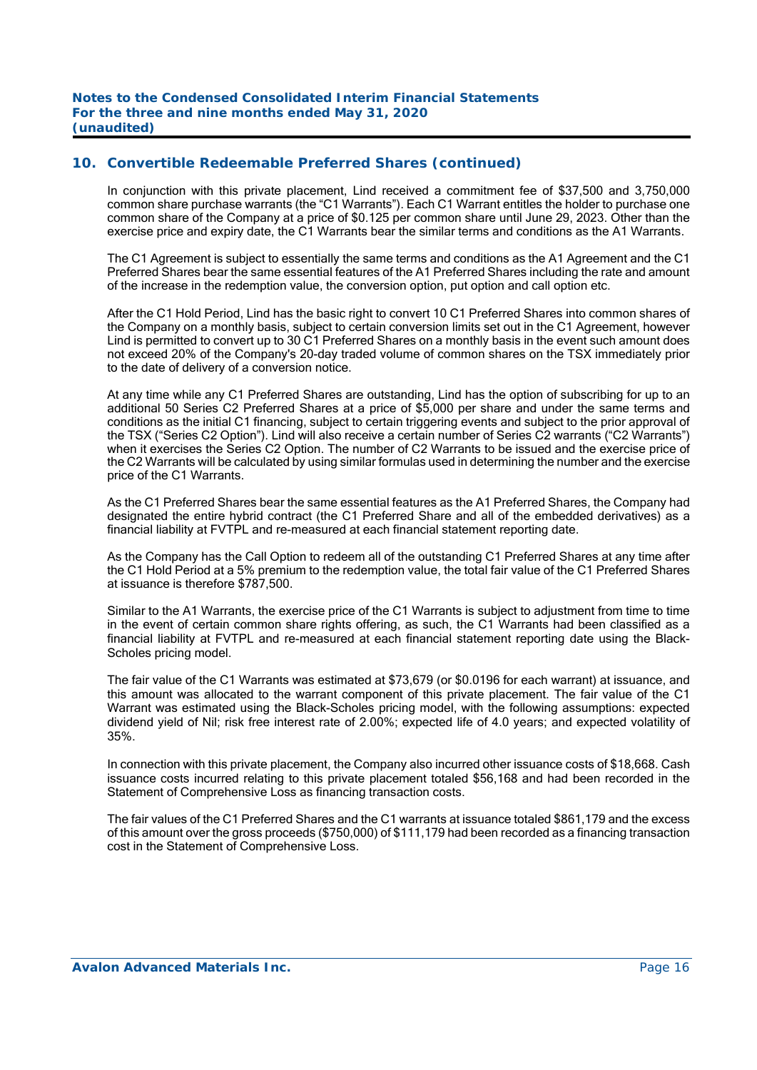## 10. Convertible Redeemable Preferred Shares (continued)

In conjunction with this private placement, Lind received a commitment fee of $37,500 and 3,750,000 common share purchase warrants (the "C1 Warrants"). Each C1 Warrant entitles the holder to purchase one common share of the Company at a price of $0.125 per common share until June 29, 2023. Other than the exercise price and expiry date, the C1 Warrants bear the similar terms and conditions as the A1 Warrants.

The C1 Agreement is subject to essentially the same terms and conditions as the A1 Agreement and the C1 Preferred Shares bear the same essential features of the A1 Preferred Shares including the rate and amount of the increase in the redemption value, the conversion option, put option and call option etc.

After the C1 Hold Period, Lind has the basic right to convert 10 C1 Preferred Shares into common shares of the Company on a monthly basis, subject to certain conversion limits set out in the C1 Agreement, however Lind is permitted to convert up to 30 C1 Preferred Shares on a monthly basis in the event such amount does not exceed 20% of the Company's 20-day traded volume of common shares on the TSX immediately prior to the date of delivery of a conversion notice.

At any time while any C1 Preferred Shares are outstanding, Lind has the option of subscribing for up to an additional 50 Series C2 Preferred Shares at a price of $5,000 per share and under the same terms and conditions as the initial C1 financing, subject to certain triggering events and subject to the prior approval of the TSX ("Series C2 Option"). Lind will also receive a certain number of Series C2 warrants ("C2 Warrants") when it exercises the Series C2 Option. The number of C2 Warrants to be issued and the exercise price of the C2 Warrants will be calculated by using similar formulas used in determining the number and the exercise price of the C1 Warrants.

As the C1 Preferred Shares bear the same essential features as the A1 Preferred Shares, the Company had designated the entire hybrid contract (the C1 Preferred Share and all of the embedded derivatives) as a financial liability at FVTPL and re-measured at each financial statement reporting date.

As the Company has the Call Option to redeem all of the outstanding C1 Preferred Shares at any time after the C1 Hold Period at a 5% premium to the redemption value, the total fair value of the C1 Preferred Shares at issuance is therefore $787,500.

Similar to the A1 Warrants, the exercise price of the C1 Warrants is subject to adjustment from time to time in the event of certain common share rights offering, as such, the C1 Warrants had been classified as a financial liability at FVTPL and re-measured at each financial statement reporting date using the Black-Scholes pricing model.

The fair value of the C1 Warrants was estimated at $73,679 (or $0.0196 for each warrant) at issuance, and this amount was allocated to the warrant component of this private placement. The fair value of the C1 Warrant was estimated using the Black-Scholes pricing model, with the following assumptions: expected dividend yield of Nil; risk free interest rate of 2.00%; expected life of 4.0 years; and expected volatility of 35%.

In connection with this private placement, the Company also incurred other issuance costs of $18,668. Cash issuance costs incurred relating to this private placement totaled $56,168 and had been recorded in the Statement of Comprehensive Loss as financing transaction costs.

The fair values of the C1 Preferred Shares and the C1 warrants at issuance totaled $861,179 and the excess of this amount over the gross proceeds ($750,000) of $111,179 had been recorded as a financing transaction cost in the Statement of Comprehensive Loss.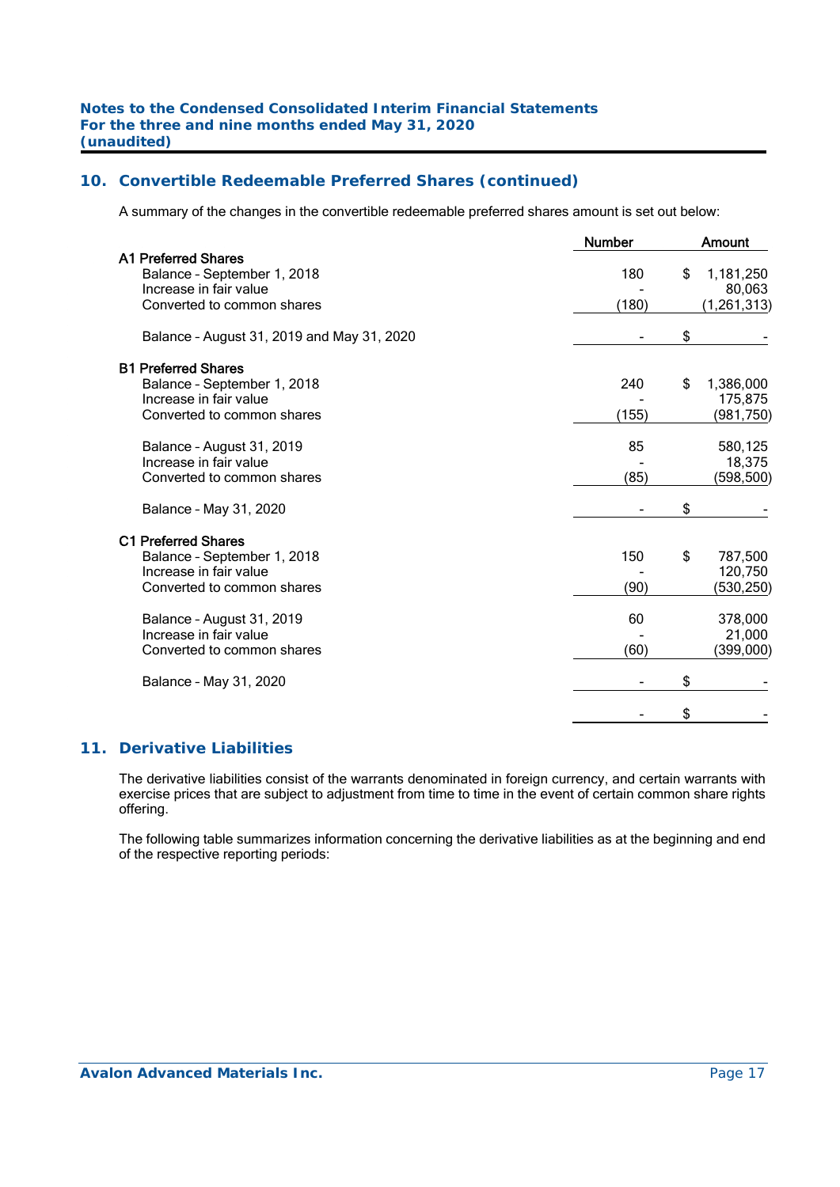## 10. Convertible Redeemable Preferred Shares (continued)

A summary of the changes in the convertible redeemable preferred shares amount is set out below:

| | Number | Amount |
|---|---|---|
| **A1 Preferred Shares** | | |
| Balance - September 1, 2018 | 180 | $ 1,181,250 |
| Increase in fair value | - | 80,063 |
| Converted to common shares | (180) | (1,261,313) |
| Balance - August 31, 2019 and May 31, 2020 | - | $ - |
| **B1 Preferred Shares** | | |
| Balance - September 1, 2018 | 240 | $ 1,386,000 |
| Increase in fair value | - | 175,875 |
| Converted to common shares | (155) | (981,750) |
| Balance - August 31, 2019 | 85 | 580,125 |
| Increase in fair value | - | 18,375 |
| Converted to common shares | (85) | (598,500) |
| Balance - May 31, 2020 | - | $ - |
| **C1 Preferred Shares** | | |
| Balance - September 1, 2018 | 150 | $ 787,500 |
| Increase in fair value | - | 120,750 |
| Converted to common shares | (90) | (530,250) |
| Balance - August 31, 2019 | 60 | 378,000 |
| Increase in fair value | - | 21,000 |
| Converted to common shares | (60) | (399,000) |
| Balance - May 31, 2020 | - | $ - |
| | - | $ - |

## 11. Derivative Liabilities

The derivative liabilities consist of the warrants denominated in foreign currency, and certain warrants with exercise prices that are subject to adjustment from time to time in the event of certain common share rights offering.

The following table summarizes information concerning the derivative liabilities as at the beginning and end of the respective reporting periods: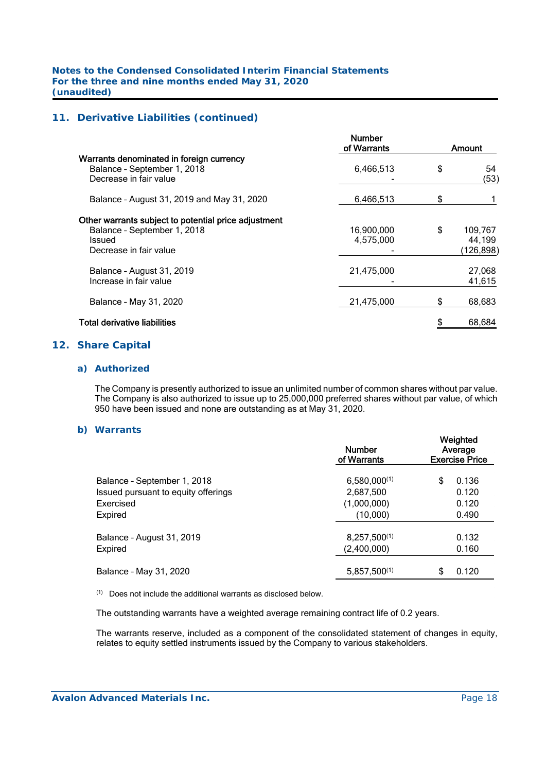## 11. Derivative Liabilities (continued)

| | Number of Warrants | Amount |
|---|---|---|
| **Warrants denominated in foreign currency** | | |
| Balance - September 1, 2018 | 6,466,513 | $ 54 |
| Decrease in fair value | - | (53) |
| Balance - August 31, 2019 and May 31, 2020 | 6,466,513 | $ 1 |
| **Other warrants subject to potential price adjustment** | | |
| Balance - September 1, 2018 | 16,900,000 | $ 109,767 |
| Issued | 4,575,000 | 44,199 |
| Decrease in fair value | - | (126,898) |
| Balance - August 31, 2019 | 21,475,000 | 27,068 |
| Increase in fair value | - | 41,615 |
| Balance - May 31, 2020 | 21,475,000 | $ 68,683 |
| **Total derivative liabilities** | | $ 68,684 |

## 12. Share Capital

### a) Authorized

The Company is presently authorized to issue an unlimited number of common shares without par value. The Company is also authorized to issue up to 25,000,000 preferred shares without par value, of which 950 have been issued and none are outstanding as at May 31, 2020.

### b) Warrants

| | Number of Warrants | Weighted Average Exercise Price |
|---|---|---|
| Balance - September 1, 2018 | 6,580,000[(1)] | $ 0.136 |
| Issued pursuant to equity offerings | 2,687,500 | 0.120 |
| Exercised | (1,000,000) | 0.120 |
| Expired | (10,000) | 0.490 |
| Balance - August 31, 2019 | 8,257,500[(1)] | 0.132 |
| Expired | (2,400,000) | 0.160 |
| Balance - May 31, 2020 | 5,857,500[(1)] | $ 0.120 |

[(1)] Does not include the additional warrants as disclosed below.

The outstanding warrants have a weighted average remaining contract life of 0.2 years.

The warrants reserve, included as a component of the consolidated statement of changes in equity, relates to equity settled instruments issued by the Company to various stakeholders.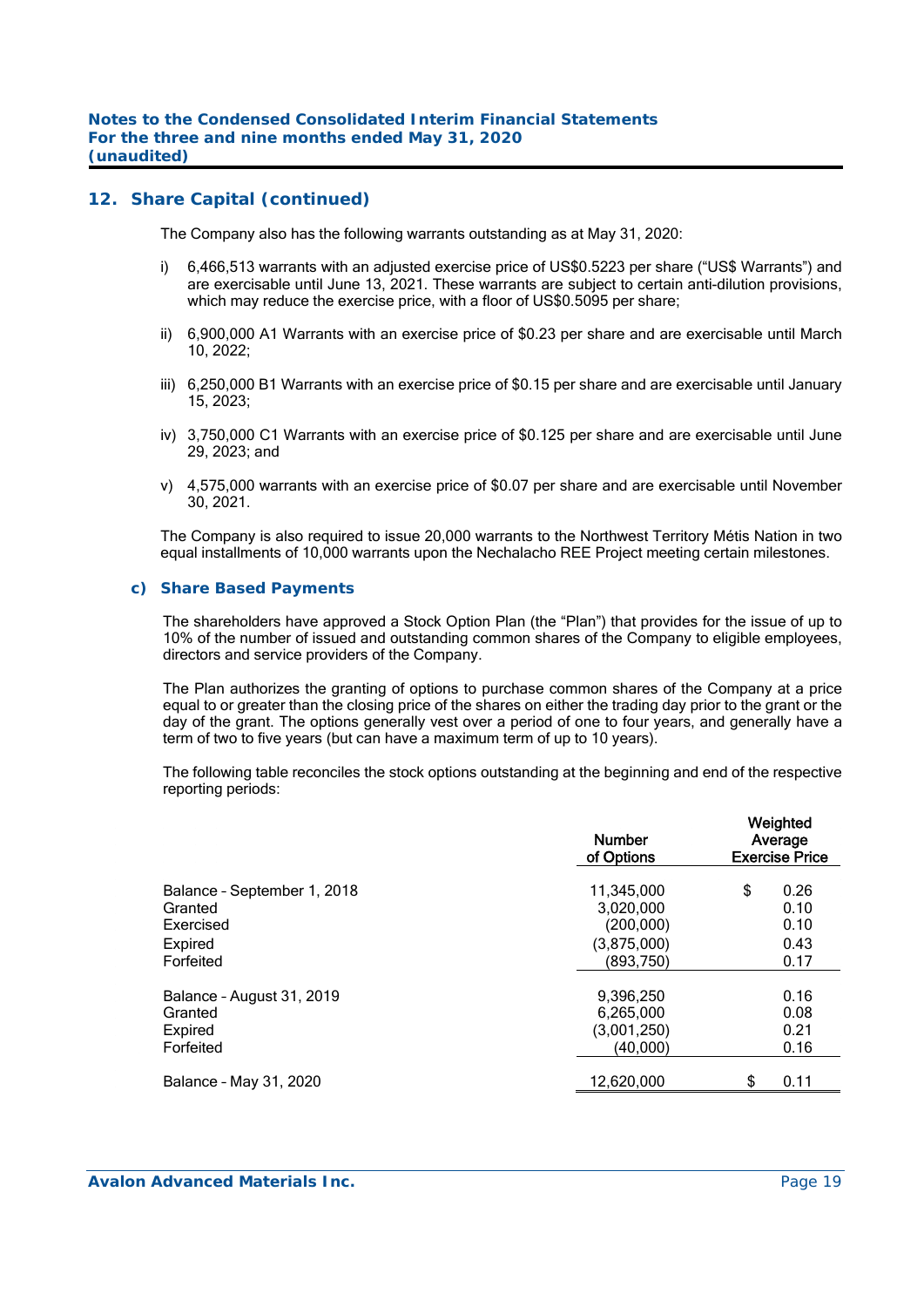## 12. Share Capital (continued)

The Company also has the following warrants outstanding as at May 31, 2020:

i) 6,466,513 warrants with an adjusted exercise price of US$0.5223 per share ("US$ Warrants") and are exercisable until June 13, 2021. These warrants are subject to certain anti-dilution provisions, which may reduce the exercise price, with a floor of US$0.5095 per share;

ii) 6,900,000 A1 Warrants with an exercise price of $0.23 per share and are exercisable until March 10, 2022;

iii) 6,250,000 B1 Warrants with an exercise price of $0.15 per share and are exercisable until January 15, 2023;

iv) 3,750,000 C1 Warrants with an exercise price of $0.125 per share and are exercisable until June 29, 2023; and

v) 4,575,000 warrants with an exercise price of $0.07 per share and are exercisable until November 30, 2021.

The Company is also required to issue 20,000 warrants to the Northwest Territory Métis Nation in two equal installments of 10,000 warrants upon the Nechalacho REE Project meeting certain milestones.

### c) Share Based Payments

The shareholders have approved a Stock Option Plan (the "Plan") that provides for the issue of up to 10% of the number of issued and outstanding common shares of the Company to eligible employees, directors and service providers of the Company.

The Plan authorizes the granting of options to purchase common shares of the Company at a price equal to or greater than the closing price of the shares on either the trading day prior to the grant or the day of the grant. The options generally vest over a period of one to four years, and generally have a term of two to five years (but can have a maximum term of up to 10 years).

The following table reconciles the stock options outstanding at the beginning and end of the respective reporting periods:

| | Number of Options | Weighted Average Exercise Price |
|---|---|---|
| Balance – September 1, 2018 | 11,345,000 | $ 0.26 |
| Granted | 3,020,000 | 0.10 |
| Exercised | (200,000) | 0.10 |
| Expired | (3,875,000) | 0.43 |
| Forfeited | (893,750) | 0.17 |
| Balance – August 31, 2019 | 9,396,250 | 0.16 |
| Granted | 6,265,000 | 0.08 |
| Expired | (3,001,250) | 0.21 |
| Forfeited | (40,000) | 0.16 |
| Balance – May 31, 2020 | 12,620,000 | $ 0.11 |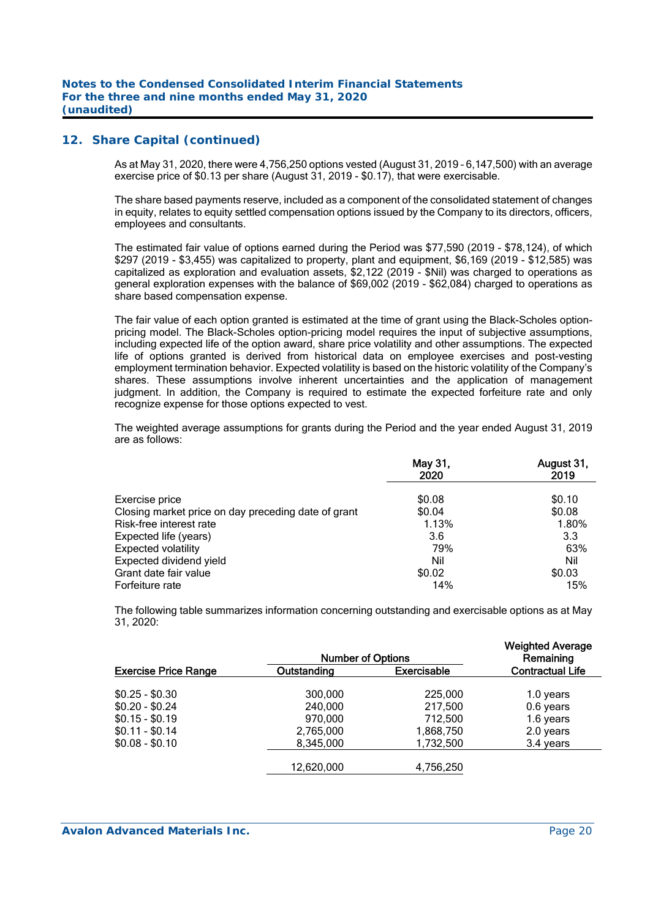## 12. Share Capital (continued)

As at May 31, 2020, there were 4,756,250 options vested (August 31, 2019 – 6,147,500) with an average exercise price of $0.13 per share (August 31, 2019 - $0.17), that were exercisable.

The share based payments reserve, included as a component of the consolidated statement of changes in equity, relates to equity settled compensation options issued by the Company to its directors, officers, employees and consultants.

The estimated fair value of options earned during the Period was $77,590 (2019 - $78,124), of which $297 (2019 - $3,455) was capitalized to property, plant and equipment, $6,169 (2019 - $12,585) was capitalized as exploration and evaluation assets, $2,122 (2019 - $Nil) was charged to operations as general exploration expenses with the balance of $69,002 (2019 - $62,084) charged to operations as share based compensation expense.

The fair value of each option granted is estimated at the time of grant using the Black-Scholes option-pricing model. The Black-Scholes option-pricing model requires the input of subjective assumptions, including expected life of the option award, share price volatility and other assumptions. The expected life of options granted is derived from historical data on employee exercises and post-vesting employment termination behavior. Expected volatility is based on the historic volatility of the Company's shares. These assumptions involve inherent uncertainties and the application of management judgment. In addition, the Company is required to estimate the expected forfeiture rate and only recognize expense for those options expected to vest.

The weighted average assumptions for grants during the Period and the year ended August 31, 2019 are as follows:

| | May 31, 2020 | August 31, 2019 |
|---|---|---|
| Exercise price | $0.08 | $0.10 |
| Closing market price on day preceding date of grant | $0.04 | $0.08 |
| Risk-free interest rate | 1.13% | 1.80% |
| Expected life (years) | 3.6 | 3.3 |
| Expected volatility | 79% | 63% |
| Expected dividend yield | Nil | Nil |
| Grant date fair value | $0.02 | $0.03 |
| Forfeiture rate | 14% | 15% |

The following table summarizes information concerning outstanding and exercisable options as at May 31, 2020:

| | Number of Options | | Weighted Average Remaining |
|---|---|---|---|
| Exercise Price Range | Outstanding | Exercisable | Contractual Life |
| $0.25 - $0.30 | 300,000 | 225,000 | 1.0 years |
| $0.20 - $0.24 | 240,000 | 217,500 | 0.6 years |
| $0.15 - $0.19 | 970,000 | 712,500 | 1.6 years |
| $0.11 - $0.14 | 2,765,000 | 1,868,750 | 2.0 years |
| $0.08 - $0.10 | 8,345,000 | 1,732,500 | 3.4 years |
| | 12,620,000 | 4,756,250 | |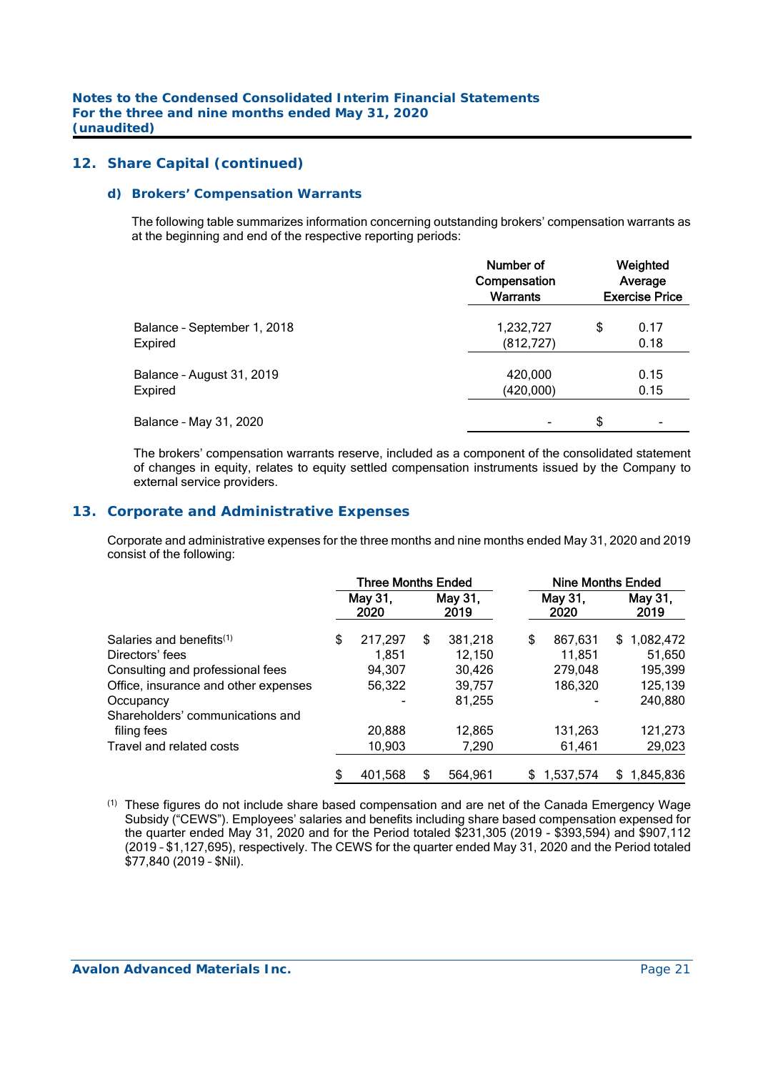## 12. Share Capital (continued)

### d) Brokers' Compensation Warrants

The following table summarizes information concerning outstanding brokers' compensation warrants as at the beginning and end of the respective reporting periods:

| | Number of Compensation Warrants | Weighted Average Exercise Price |
|---|---|---|
| Balance – September 1, 2018 | 1,232,727 | $ 0.17 |
| Expired | (812,727) | 0.18 |
| Balance – August 31, 2019 | 420,000 | 0.15 |
| Expired | (420,000) | 0.15 |
| Balance – May 31, 2020 | - | $ - |

The brokers' compensation warrants reserve, included as a component of the consolidated statement of changes in equity, relates to equity settled compensation instruments issued by the Company to external service providers.

## 13. Corporate and Administrative Expenses

Corporate and administrative expenses for the three months and nine months ended May 31, 2020 and 2019 consist of the following:

| | Three Months Ended | | Nine Months Ended | |
|---|---|---|---|---|
| | May 31, 2020 | May 31, 2019 | May 31, 2020 | May 31, 2019 |
| Salaries and benefits[1] | $ 217,297 | $ 381,218 | $ 867,631 | $ 1,082,472 |
| Directors' fees | 1,851 | 12,150 | 11,851 | 51,650 |
| Consulting and professional fees | 94,307 | 30,426 | 279,048 | 195,399 |
| Office, insurance and other expenses | 56,322 | 39,757 | 186,320 | 125,139 |
| Occupancy | - | 81,255 | - | 240,880 |
| Shareholders' communications and filing fees | 20,888 | 12,865 | 131,263 | 121,273 |
| Travel and related costs | 10,903 | 7,290 | 61,461 | 29,023 |
| | $ 401,568 | $ 564,961 | $ 1,537,574 | $ 1,845,836 |

[1] These figures do not include share based compensation and are net of the Canada Emergency Wage Subsidy ("CEWS"). Employees' salaries and benefits including share based compensation expensed for the quarter ended May 31, 2020 and for the Period totaled $231,305 (2019 - $393,594) and $907,112 (2019 – $1,127,695), respectively. The CEWS for the quarter ended May 31, 2020 and the Period totaled $77,840 (2019 – $Nil).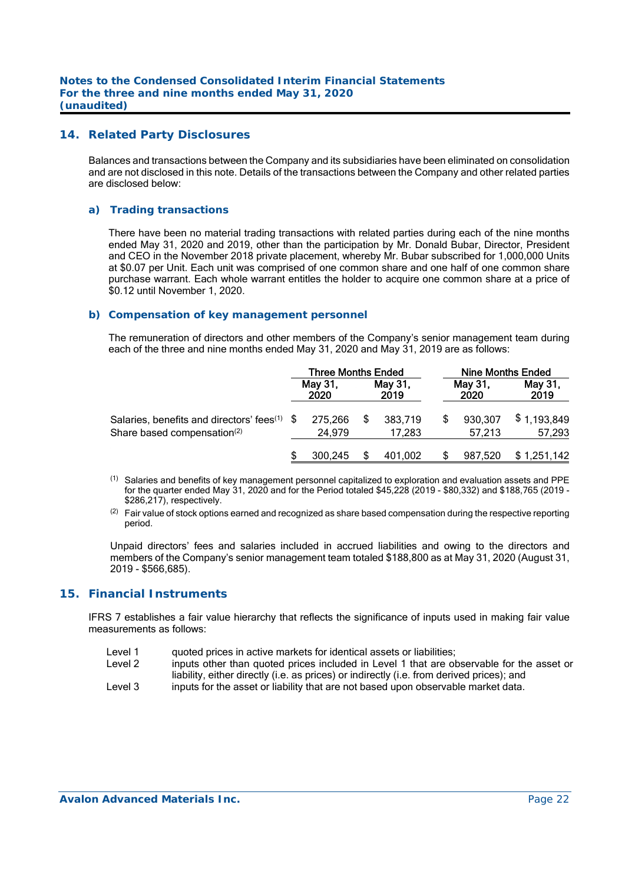## 14. Related Party Disclosures

Balances and transactions between the Company and its subsidiaries have been eliminated on consolidation and are not disclosed in this note. Details of the transactions between the Company and other related parties are disclosed below:

### a) Trading transactions

There have been no material trading transactions with related parties during each of the nine months ended May 31, 2020 and 2019, other than the participation by Mr. Donald Bubar, Director, President and CEO in the November 2018 private placement, whereby Mr. Bubar subscribed for 1,000,000 Units at $0.07 per Unit. Each unit was comprised of one common share and one half of one common share purchase warrant. Each whole warrant entitles the holder to acquire one common share at a price of $0.12 until November 1, 2020.

### b) Compensation of key management personnel

The remuneration of directors and other members of the Company's senior management team during each of the three and nine months ended May 31, 2020 and May 31, 2019 are as follows:

| | Three Months Ended | | Nine Months Ended | |
|---|---|---|---|---|
| | May 31, 2020 | May 31, 2019 | May 31, 2020 | May 31, 2019 |
| Salaries, benefits and directors' fees[1] | $ 275,266 | $ 383,719 | $ 930,307 | $ 1,193,849 |
| Share based compensation[2] | 24,979 | 17,283 | 57,213 | 57,293 |
| | $ 300,245 | $ 401,002 | $ 987,520 | $ 1,251,142 |

[1] Salaries and benefits of key management personnel capitalized to exploration and evaluation assets and PPE for the quarter ended May 31, 2020 and for the Period totaled $45,228 (2019 - $80,332) and $188,765 (2019 - $286,217), respectively.

[2] Fair value of stock options earned and recognized as share based compensation during the respective reporting period.

Unpaid directors' fees and salaries included in accrued liabilities and owing to the directors and members of the Company's senior management team totaled $188,800 as at May 31, 2020 (August 31, 2019 - $566,685).

## 15. Financial Instruments

IFRS 7 establishes a fair value hierarchy that reflects the significance of inputs used in making fair value measurements as follows:

- Level 1 quoted prices in active markets for identical assets or liabilities;
- Level 2 inputs other than quoted prices included in Level 1 that are observable for the asset or liability, either directly (i.e. as prices) or indirectly (i.e. from derived prices); and
- Level 3 inputs for the asset or liability that are not based upon observable market data.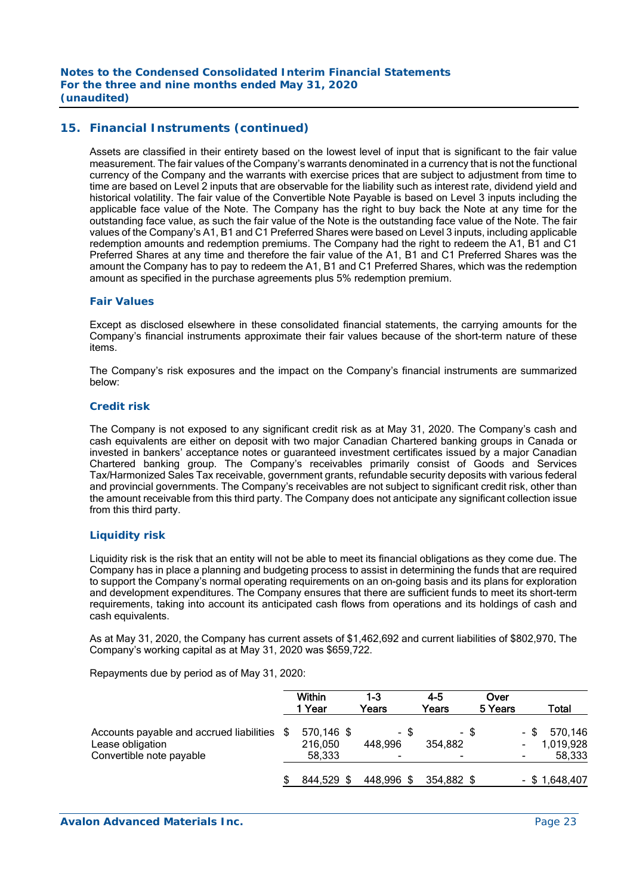## 15. Financial Instruments (continued)

Assets are classified in their entirety based on the lowest level of input that is significant to the fair value measurement. The fair values of the Company's warrants denominated in a currency that is not the functional currency of the Company and the warrants with exercise prices that are subject to adjustment from time to time are based on Level 2 inputs that are observable for the liability such as interest rate, dividend yield and historical volatility. The fair value of the Convertible Note Payable is based on Level 3 inputs including the applicable face value of the Note. The Company has the right to buy back the Note at any time for the outstanding face value, as such the fair value of the Note is the outstanding face value of the Note. The fair values of the Company's A1, B1 and C1 Preferred Shares were based on Level 3 inputs, including applicable redemption amounts and redemption premiums. The Company had the right to redeem the A1, B1 and C1 Preferred Shares at any time and therefore the fair value of the A1, B1 and C1 Preferred Shares was the amount the Company has to pay to redeem the A1, B1 and C1 Preferred Shares, which was the redemption amount as specified in the purchase agreements plus 5% redemption premium.

### Fair Values

Except as disclosed elsewhere in these consolidated financial statements, the carrying amounts for the Company's financial instruments approximate their fair values because of the short-term nature of these items.

The Company's risk exposures and the impact on the Company's financial instruments are summarized below:

### Credit risk

The Company is not exposed to any significant credit risk as at May 31, 2020. The Company's cash and cash equivalents are either on deposit with two major Canadian Chartered banking groups in Canada or invested in bankers' acceptance notes or guaranteed investment certificates issued by a major Canadian Chartered banking group. The Company's receivables primarily consist of Goods and Services Tax/Harmonized Sales Tax receivable, government grants, refundable security deposits with various federal and provincial governments. The Company's receivables are not subject to significant credit risk, other than the amount receivable from this third party. The Company does not anticipate any significant collection issue from this third party.

### Liquidity risk

Liquidity risk is the risk that an entity will not be able to meet its financial obligations as they come due. The Company has in place a planning and budgeting process to assist in determining the funds that are required to support the Company's normal operating requirements on an on-going basis and its plans for exploration and development expenditures. The Company ensures that there are sufficient funds to meet its short-term requirements, taking into account its anticipated cash flows from operations and its holdings of cash and cash equivalents.

As at May 31, 2020, the Company has current assets of $1,462,692 and current liabilities of $802,970. The Company's working capital as at May 31, 2020 was $659,722.

Repayments due by period as of May 31, 2020:

| | Within 1 Year | 1-3 Years | 4-5 Years | Over 5 Years | Total |
|---|---|---|---|---|---|
| Accounts payable and accrued liabilities | $ 570,146 | $ - | $ - | $ - | $ 570,146 |
| Lease obligation | 216,050 | 448,996 | 354,882 | - | 1,019,928 |
| Convertible note payable | 58,333 | - | - | - | 58,333 |
| | $ 844,529 | $ 448,996 | $ 354,882 | $ - | $ 1,648,407 |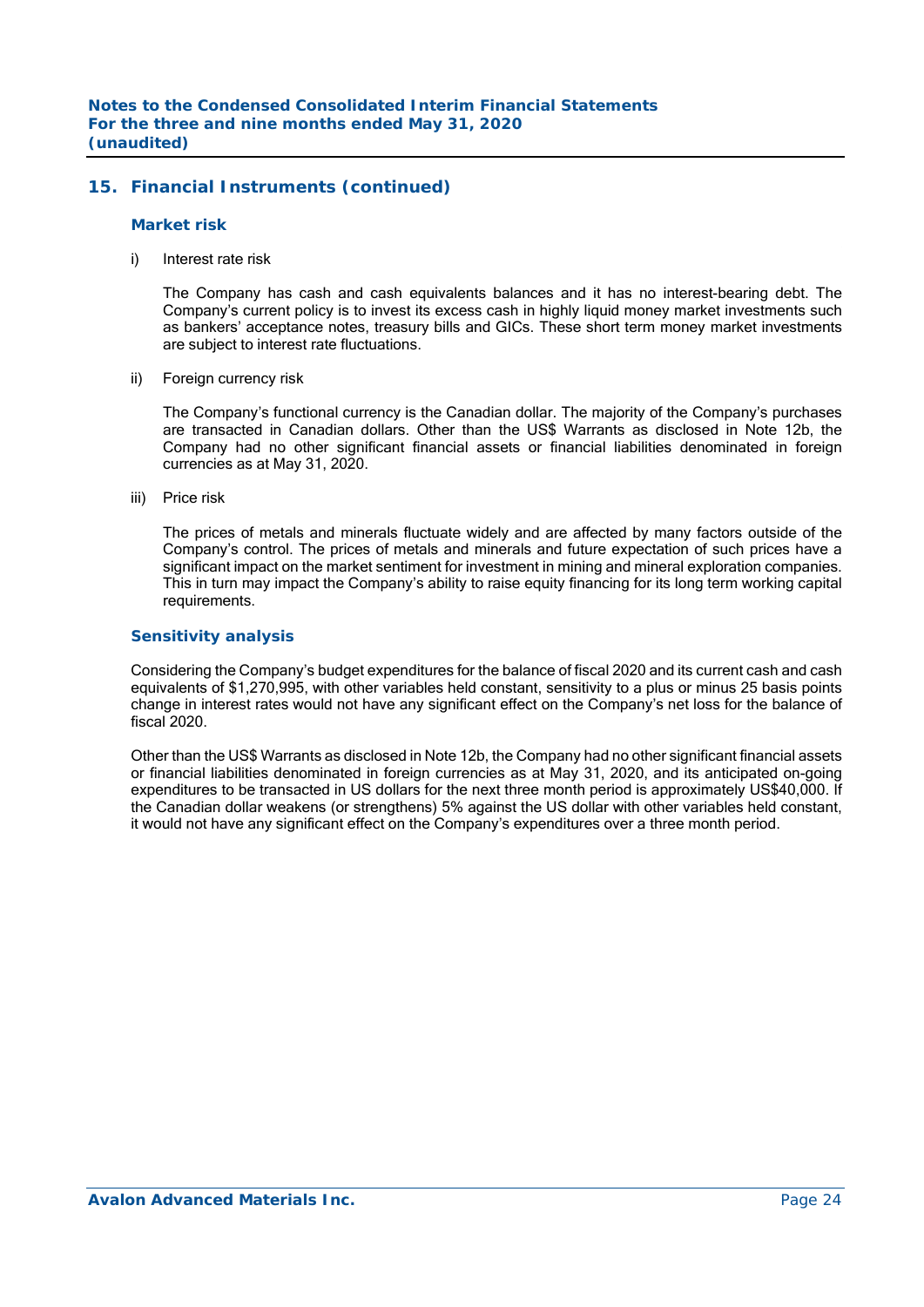## 15. Financial Instruments (continued)

### Market risk

i) Interest rate risk

The Company has cash and cash equivalents balances and it has no interest-bearing debt. The Company's current policy is to invest its excess cash in highly liquid money market investments such as bankers' acceptance notes, treasury bills and GICs. These short term money market investments are subject to interest rate fluctuations.

ii) Foreign currency risk

The Company's functional currency is the Canadian dollar. The majority of the Company's purchases are transacted in Canadian dollars. Other than the US$ Warrants as disclosed in Note 12b, the Company had no other significant financial assets or financial liabilities denominated in foreign currencies as at May 31, 2020.

iii) Price risk

The prices of metals and minerals fluctuate widely and are affected by many factors outside of the Company's control. The prices of metals and minerals and future expectation of such prices have a significant impact on the market sentiment for investment in mining and mineral exploration companies. This in turn may impact the Company's ability to raise equity financing for its long term working capital requirements.

### Sensitivity analysis

Considering the Company's budget expenditures for the balance of fiscal 2020 and its current cash and cash equivalents of $1,270,995, with other variables held constant, sensitivity to a plus or minus 25 basis points change in interest rates would not have any significant effect on the Company's net loss for the balance of fiscal 2020.

Other than the US$ Warrants as disclosed in Note 12b, the Company had no other significant financial assets or financial liabilities denominated in foreign currencies as at May 31, 2020, and its anticipated on-going expenditures to be transacted in US dollars for the next three month period is approximately US$40,000. If the Canadian dollar weakens (or strengthens) 5% against the US dollar with other variables held constant, it would not have any significant effect on the Company's expenditures over a three month period.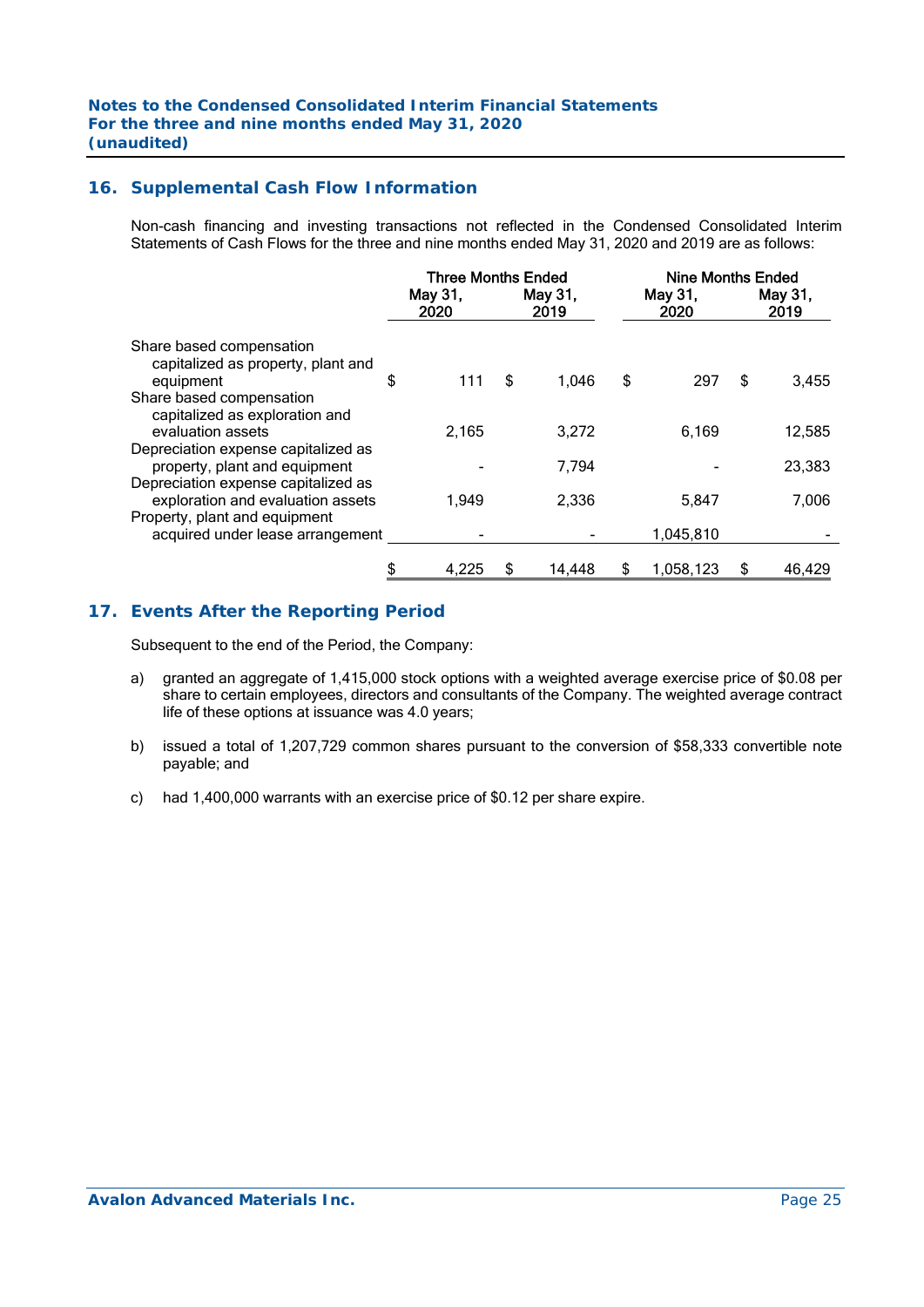## 16. Supplemental Cash Flow Information

Non-cash financing and investing transactions not reflected in the Condensed Consolidated Interim Statements of Cash Flows for the three and nine months ended May 31, 2020 and 2019 are as follows:

| | Three Months Ended | | Nine Months Ended | |
|---|---|---|---|---|
| | May 31, 2020 | May 31, 2019 | May 31, 2020 | May 31, 2019 |
| Share based compensation capitalized as property, plant and equipment | $ 111 | $ 1,046 | $ 297 | $ 3,455 |
| Share based compensation capitalized as exploration and evaluation assets | 2,165 | 3,272 | 6,169 | 12,585 |
| Depreciation expense capitalized as property, plant and equipment | - | 7,794 | - | 23,383 |
| Depreciation expense capitalized as exploration and evaluation assets | 1,949 | 2,336 | 5,847 | 7,006 |
| Property, plant and equipment acquired under lease arrangement | - | - | 1,045,810 | - |
| | $ 4,225 | $ 14,448 | $ 1,058,123 | $ 46,429 |

## 17. Events After the Reporting Period

Subsequent to the end of the Period, the Company:

a) granted an aggregate of 1,415,000 stock options with a weighted average exercise price of $0.08 per share to certain employees, directors and consultants of the Company. The weighted average contract life of these options at issuance was 4.0 years;

b) issued a total of 1,207,729 common shares pursuant to the conversion of $58,333 convertible note payable; and

c) had 1,400,000 warrants with an exercise price of $0.12 per share expire.